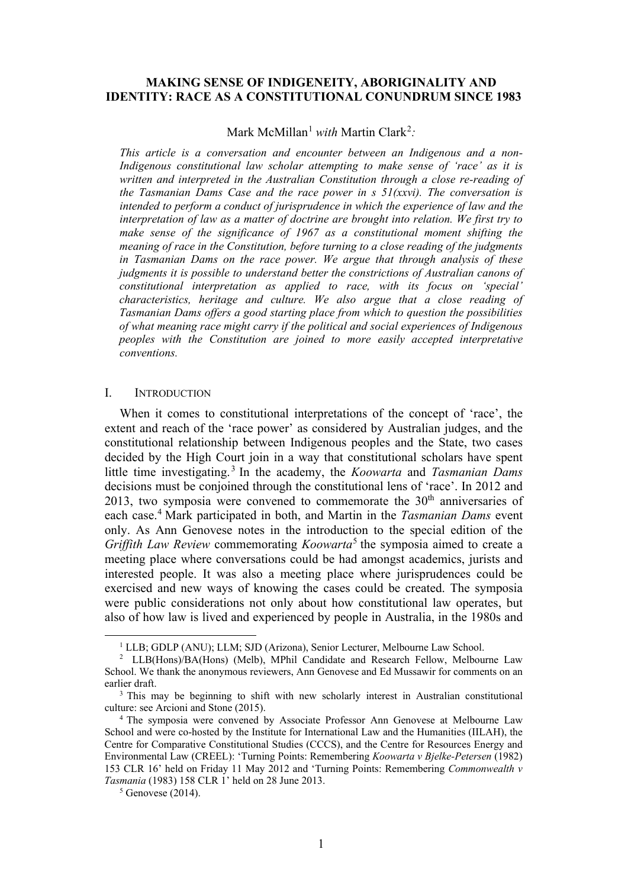# MAKING SENSE OF INDIGENEITY, ABORIGINALITY AND IDENTITY: RACE AS A CONSTITUTIONAL CONUNDRUM SINCE 1983

Mark McMillan[1] *with* Martin Clark[2]*:*

*This article is a conversation and encounter between an Indigenous and a non-Indigenous constitutional law scholar attempting to make sense of 'race' as it is written and interpreted in the Australian Constitution through a close re-reading of the Tasmanian Dams Case and the race power in s 51(xxvi). The conversation is intended to perform a conduct of jurisprudence in which the experience of law and the interpretation of law as a matter of doctrine are brought into relation. We first try to make sense of the significance of 1967 as a constitutional moment shifting the meaning of race in the Constitution, before turning to a close reading of the judgments in Tasmanian Dams on the race power. We argue that through analysis of these judgments it is possible to understand better the constrictions of Australian canons of constitutional interpretation as applied to race, with its focus on 'special' characteristics, heritage and culture. We also argue that a close reading of Tasmanian Dams offers a good starting place from which to question the possibilities of what meaning race might carry if the political and social experiences of Indigenous peoples with the Constitution are joined to more easily accepted interpretative conventions.*

## I. INTRODUCTION

When it comes to constitutional interpretations of the concept of 'race', the extent and reach of the 'race power' as considered by Australian judges, and the constitutional relationship between Indigenous peoples and the State, two cases decided by the High Court join in a way that constitutional scholars have spent little time investigating.[3] In the academy, the *Koowarta* and *Tasmanian Dams* decisions must be conjoined through the constitutional lens of 'race'. In 2012 and 2013, two symposia were convened to commemorate the 30th anniversaries of each case.[4] Mark participated in both, and Martin in the *Tasmanian Dams* event only. As Ann Genovese notes in the introduction to the special edition of the *Griffith Law Review* commemorating *Koowarta*[5] the symposia aimed to create a meeting place where conversations could be had amongst academics, jurists and interested people. It was also a meeting place where jurisprudences could be exercised and new ways of knowing the cases could be created. The symposia were public considerations not only about how constitutional law operates, but also of how law is lived and experienced by people in Australia, in the 1980s and

---

[1] LLB; GDLP (ANU); LLM; SJD (Arizona), Senior Lecturer, Melbourne Law School.

[2] LLB(Hons)/BA(Hons) (Melb), MPhil Candidate and Research Fellow, Melbourne Law School. We thank the anonymous reviewers, Ann Genovese and Ed Mussawir for comments on an earlier draft.

[3] This may be beginning to shift with new scholarly interest in Australian constitutional culture: see Arcioni and Stone (2015).

[4] The symposia were convened by Associate Professor Ann Genovese at Melbourne Law School and were co-hosted by the Institute for International Law and the Humanities (IILAH), the Centre for Comparative Constitutional Studies (CCCS), and the Centre for Resources Energy and Environmental Law (CREEL): 'Turning Points: Remembering *Koowarta v Bjelke-Petersen* (1982) 153 CLR 16' held on Friday 11 May 2012 and 'Turning Points: Remembering *Commonwealth v Tasmania* (1983) 158 CLR 1' held on 28 June 2013.

[5] Genovese (2014).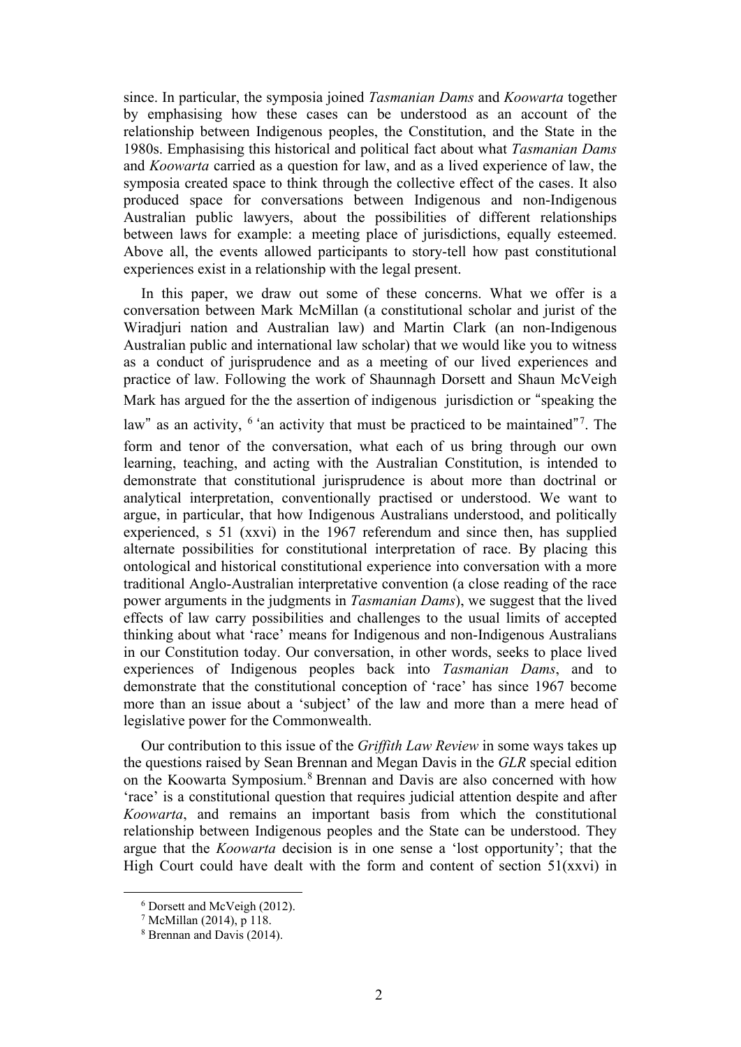since. In particular, the symposia joined *Tasmanian Dams* and *Koowarta* together by emphasising how these cases can be understood as an account of the relationship between Indigenous peoples, the Constitution, and the State in the 1980s. Emphasising this historical and political fact about what *Tasmanian Dams* and *Koowarta* carried as a question for law, and as a lived experience of law, the symposia created space to think through the collective effect of the cases. It also produced space for conversations between Indigenous and non-Indigenous Australian public lawyers, about the possibilities of different relationships between laws for example: a meeting place of jurisdictions, equally esteemed. Above all, the events allowed participants to story-tell how past constitutional experiences exist in a relationship with the legal present.

In this paper, we draw out some of these concerns. What we offer is a conversation between Mark McMillan (a constitutional scholar and jurist of the Wiradjuri nation and Australian law) and Martin Clark (an non-Indigenous Australian public and international law scholar) that we would like you to witness as a conduct of jurisprudence and as a meeting of our lived experiences and practice of law. Following the work of Shaunnagh Dorsett and Shaun McVeigh Mark has argued for the the assertion of indigenous jurisdiction or "speaking the law" as an activity, [6] 'an activity that must be practiced to be maintained"[7]. The form and tenor of the conversation, what each of us bring through our own learning, teaching, and acting with the Australian Constitution, is intended to demonstrate that constitutional jurisprudence is about more than doctrinal or analytical interpretation, conventionally practised or understood. We want to argue, in particular, that how Indigenous Australians understood, and politically experienced, s 51 (xxvi) in the 1967 referendum and since then, has supplied alternate possibilities for constitutional interpretation of race. By placing this ontological and historical constitutional experience into conversation with a more traditional Anglo-Australian interpretative convention (a close reading of the race power arguments in the judgments in *Tasmanian Dams*), we suggest that the lived effects of law carry possibilities and challenges to the usual limits of accepted thinking about what 'race' means for Indigenous and non-Indigenous Australians in our Constitution today. Our conversation, in other words, seeks to place lived experiences of Indigenous peoples back into *Tasmanian Dams*, and to demonstrate that the constitutional conception of 'race' has since 1967 become more than an issue about a 'subject' of the law and more than a mere head of legislative power for the Commonwealth.

Our contribution to this issue of the *Griffith Law Review* in some ways takes up the questions raised by Sean Brennan and Megan Davis in the *GLR* special edition on the Koowarta Symposium.[8] Brennan and Davis are also concerned with how 'race' is a constitutional question that requires judicial attention despite and after *Koowarta*, and remains an important basis from which the constitutional relationship between Indigenous peoples and the State can be understood. They argue that the *Koowarta* decision is in one sense a 'lost opportunity'; that the High Court could have dealt with the form and content of section 51(xxvi) in

---

[6] Dorsett and McVeigh (2012).

[7] McMillan (2014), p 118.

[8] Brennan and Davis (2014).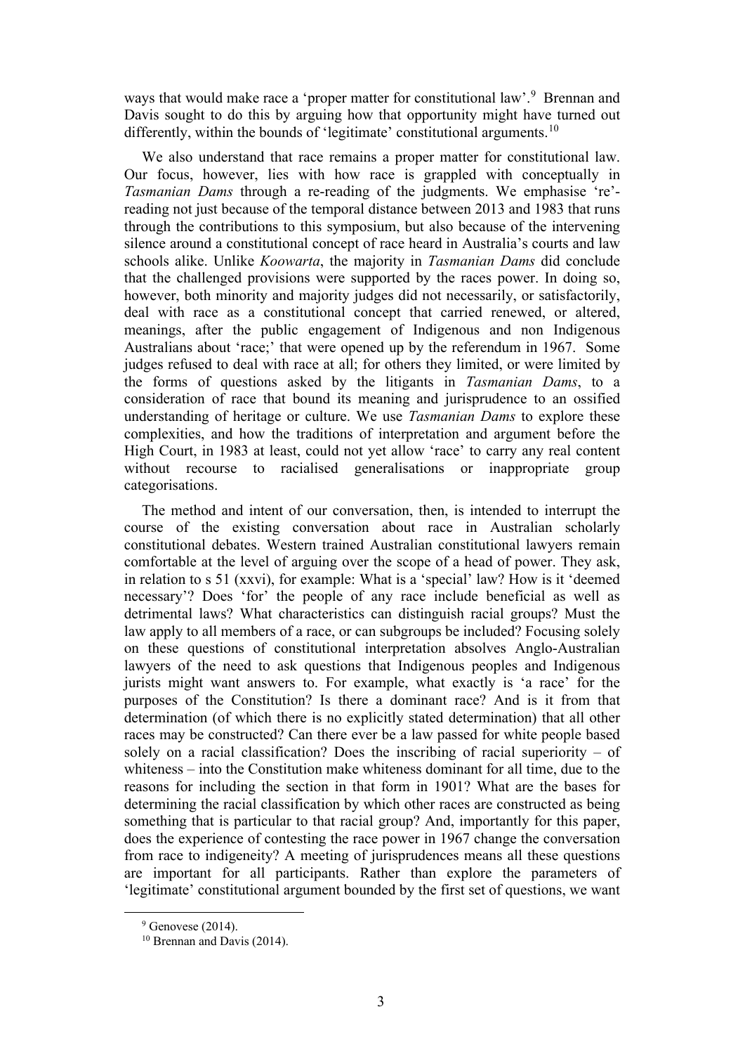ways that would make race a 'proper matter for constitutional law'.[9] Brennan and Davis sought to do this by arguing how that opportunity might have turned out differently, within the bounds of 'legitimate' constitutional arguments.[10]

We also understand that race remains a proper matter for constitutional law. Our focus, however, lies with how race is grappled with conceptually in *Tasmanian Dams* through a re-reading of the judgments. We emphasise 're'-reading not just because of the temporal distance between 2013 and 1983 that runs through the contributions to this symposium, but also because of the intervening silence around a constitutional concept of race heard in Australia's courts and law schools alike. Unlike *Koowarta*, the majority in *Tasmanian Dams* did conclude that the challenged provisions were supported by the races power. In doing so, however, both minority and majority judges did not necessarily, or satisfactorily, deal with race as a constitutional concept that carried renewed, or altered, meanings, after the public engagement of Indigenous and non Indigenous Australians about 'race;' that were opened up by the referendum in 1967. Some judges refused to deal with race at all; for others they limited, or were limited by the forms of questions asked by the litigants in *Tasmanian Dams*, to a consideration of race that bound its meaning and jurisprudence to an ossified understanding of heritage or culture. We use *Tasmanian Dams* to explore these complexities, and how the traditions of interpretation and argument before the High Court, in 1983 at least, could not yet allow 'race' to carry any real content without recourse to racialised generalisations or inappropriate group categorisations.

The method and intent of our conversation, then, is intended to interrupt the course of the existing conversation about race in Australian scholarly constitutional debates. Western trained Australian constitutional lawyers remain comfortable at the level of arguing over the scope of a head of power. They ask, in relation to s 51 (xxvi), for example: What is a 'special' law? How is it 'deemed necessary'? Does 'for' the people of any race include beneficial as well as detrimental laws? What characteristics can distinguish racial groups? Must the law apply to all members of a race, or can subgroups be included? Focusing solely on these questions of constitutional interpretation absolves Anglo-Australian lawyers of the need to ask questions that Indigenous peoples and Indigenous jurists might want answers to. For example, what exactly is 'a race' for the purposes of the Constitution? Is there a dominant race? And is it from that determination (of which there is no explicitly stated determination) that all other races may be constructed? Can there ever be a law passed for white people based solely on a racial classification? Does the inscribing of racial superiority – of whiteness – into the Constitution make whiteness dominant for all time, due to the reasons for including the section in that form in 1901? What are the bases for determining the racial classification by which other races are constructed as being something that is particular to that racial group? And, importantly for this paper, does the experience of contesting the race power in 1967 change the conversation from race to indigeneity? A meeting of jurisprudences means all these questions are important for all participants. Rather than explore the parameters of 'legitimate' constitutional argument bounded by the first set of questions, we want

[9] Genovese (2014).

[10] Brennan and Davis (2014).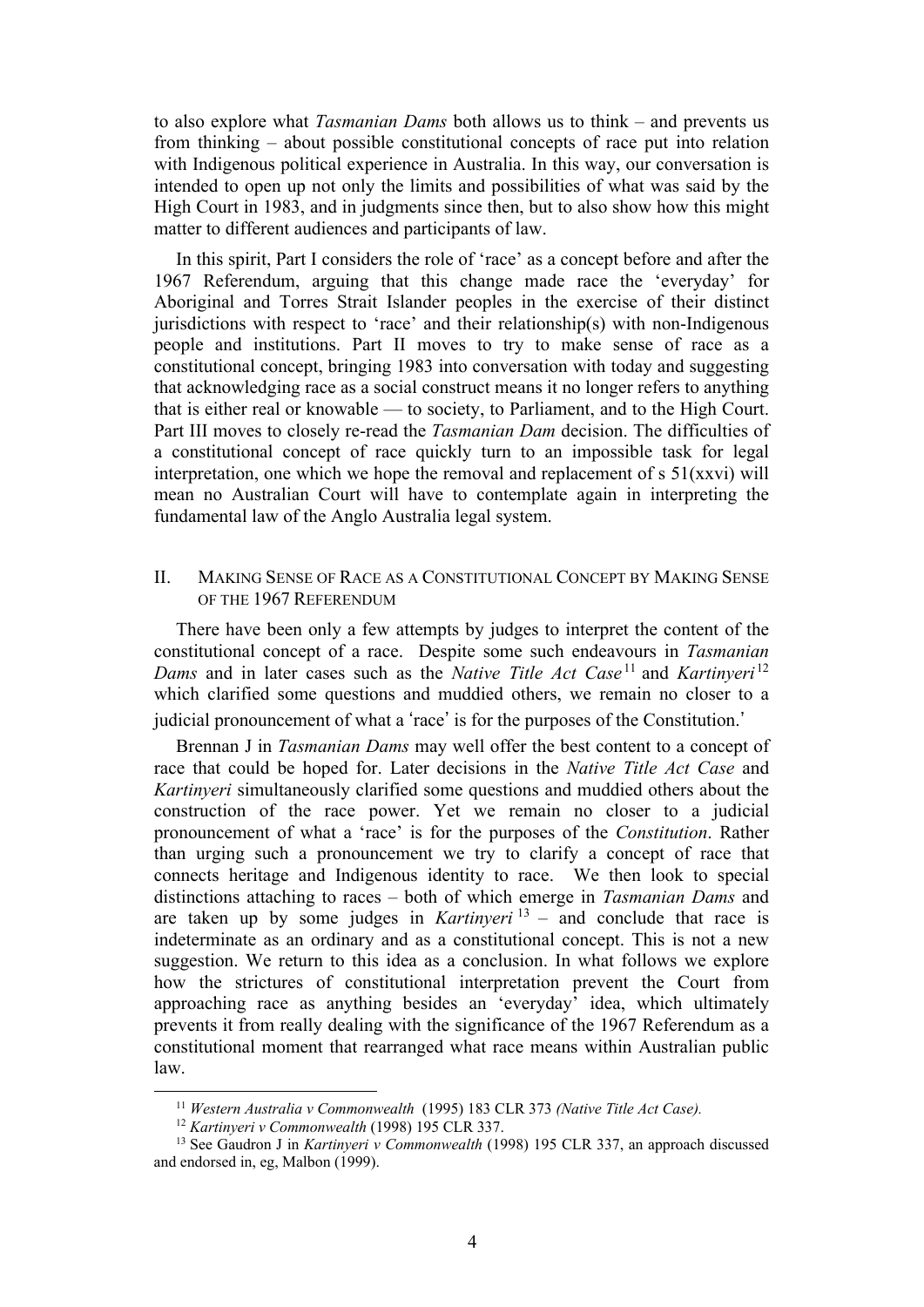to also explore what *Tasmanian Dams* both allows us to think – and prevents us from thinking – about possible constitutional concepts of race put into relation with Indigenous political experience in Australia. In this way, our conversation is intended to open up not only the limits and possibilities of what was said by the High Court in 1983, and in judgments since then, but to also show how this might matter to different audiences and participants of law.

In this spirit, Part I considers the role of 'race' as a concept before and after the 1967 Referendum, arguing that this change made race the 'everyday' for Aboriginal and Torres Strait Islander peoples in the exercise of their distinct jurisdictions with respect to 'race' and their relationship(s) with non-Indigenous people and institutions. Part II moves to try to make sense of race as a constitutional concept, bringing 1983 into conversation with today and suggesting that acknowledging race as a social construct means it no longer refers to anything that is either real or knowable — to society, to Parliament, and to the High Court. Part III moves to closely re-read the *Tasmanian Dam* decision. The difficulties of a constitutional concept of race quickly turn to an impossible task for legal interpretation, one which we hope the removal and replacement of s 51(xxvi) will mean no Australian Court will have to contemplate again in interpreting the fundamental law of the Anglo Australia legal system.

## II. Making Sense of Race as a Constitutional Concept by Making Sense of the 1967 Referendum

There have been only a few attempts by judges to interpret the content of the constitutional concept of a race. Despite some such endeavours in *Tasmanian Dams* and in later cases such as the *Native Title Act Case*[11] and *Kartinyeri*[12] which clarified some questions and muddied others, we remain no closer to a judicial pronouncement of what a 'race' is for the purposes of the Constitution.'

Brennan J in *Tasmanian Dams* may well offer the best content to a concept of race that could be hoped for. Later decisions in the *Native Title Act Case* and *Kartinyeri* simultaneously clarified some questions and muddied others about the construction of the race power. Yet we remain no closer to a judicial pronouncement of what a 'race' is for the purposes of the *Constitution*. Rather than urging such a pronouncement we try to clarify a concept of race that connects heritage and Indigenous identity to race. We then look to special distinctions attaching to races – both of which emerge in *Tasmanian Dams* and are taken up by some judges in *Kartinyeri*[13] – and conclude that race is indeterminate as an ordinary and as a constitutional concept. This is not a new suggestion. We return to this idea as a conclusion. In what follows we explore how the strictures of constitutional interpretation prevent the Court from approaching race as anything besides an 'everyday' idea, which ultimately prevents it from really dealing with the significance of the 1967 Referendum as a constitutional moment that rearranged what race means within Australian public law.

---

[11] *Western Australia v Commonwealth* (1995) 183 CLR 373 *(Native Title Act Case).*

[12] *Kartinyeri v Commonwealth* (1998) 195 CLR 337.

[13] See Gaudron J in *Kartinyeri v Commonwealth* (1998) 195 CLR 337, an approach discussed and endorsed in, eg, Malbon (1999).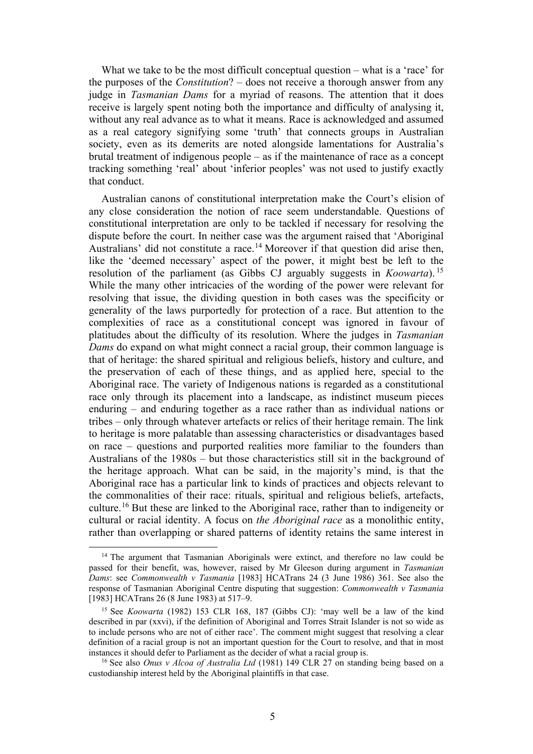What we take to be the most difficult conceptual question – what is a 'race' for the purposes of the *Constitution*? – does not receive a thorough answer from any judge in *Tasmanian Dams* for a myriad of reasons. The attention that it does receive is largely spent noting both the importance and difficulty of analysing it, without any real advance as to what it means. Race is acknowledged and assumed as a real category signifying some 'truth' that connects groups in Australian society, even as its demerits are noted alongside lamentations for Australia's brutal treatment of indigenous people – as if the maintenance of race as a concept tracking something 'real' about 'inferior peoples' was not used to justify exactly that conduct.

Australian canons of constitutional interpretation make the Court's elision of any close consideration the notion of race seem understandable. Questions of constitutional interpretation are only to be tackled if necessary for resolving the dispute before the court. In neither case was the argument raised that 'Aboriginal Australians' did not constitute a race.[14] Moreover if that question did arise then, like the 'deemed necessary' aspect of the power, it might best be left to the resolution of the parliament (as Gibbs CJ arguably suggests in *Koowarta*).[15] While the many other intricacies of the wording of the power were relevant for resolving that issue, the dividing question in both cases was the specificity or generality of the laws purportedly for protection of a race. But attention to the complexities of race as a constitutional concept was ignored in favour of platitudes about the difficulty of its resolution. Where the judges in *Tasmanian Dams* do expand on what might connect a racial group, their common language is that of heritage: the shared spiritual and religious beliefs, history and culture, and the preservation of each of these things, and as applied here, special to the Aboriginal race. The variety of Indigenous nations is regarded as a constitutional race only through its placement into a landscape, as indistinct museum pieces enduring – and enduring together as a race rather than as individual nations or tribes – only through whatever artefacts or relics of their heritage remain. The link to heritage is more palatable than assessing characteristics or disadvantages based on race – questions and purported realities more familiar to the founders than Australians of the 1980s – but those characteristics still sit in the background of the heritage approach. What can be said, in the majority's mind, is that the Aboriginal race has a particular link to kinds of practices and objects relevant to the commonalities of their race: rituals, spiritual and religious beliefs, artefacts, culture.[16] But these are linked to the Aboriginal race, rather than to indigeneity or cultural or racial identity. A focus on *the Aboriginal race* as a monolithic entity, rather than overlapping or shared patterns of identity retains the same interest in

---

[14] The argument that Tasmanian Aboriginals were extinct, and therefore no law could be passed for their benefit, was, however, raised by Mr Gleeson during argument in *Tasmanian Dams*: see *Commonwealth v Tasmania* [1983] HCATrans 24 (3 June 1986) 361. See also the response of Tasmanian Aboriginal Centre disputing that suggestion: *Commonwealth v Tasmania* [1983] HCATrans 26 (8 June 1983) at 517–9.

[15] See *Koowarta* (1982) 153 CLR 168, 187 (Gibbs CJ): 'may well be a law of the kind described in par (xxvi), if the definition of Aboriginal and Torres Strait Islander is not so wide as to include persons who are not of either race'. The comment might suggest that resolving a clear definition of a racial group is not an important question for the Court to resolve, and that in most instances it should defer to Parliament as the decider of what a racial group is.

[16] See also *Onus v Alcoa of Australia Ltd* (1981) 149 CLR 27 on standing being based on a custodianship interest held by the Aboriginal plaintiffs in that case.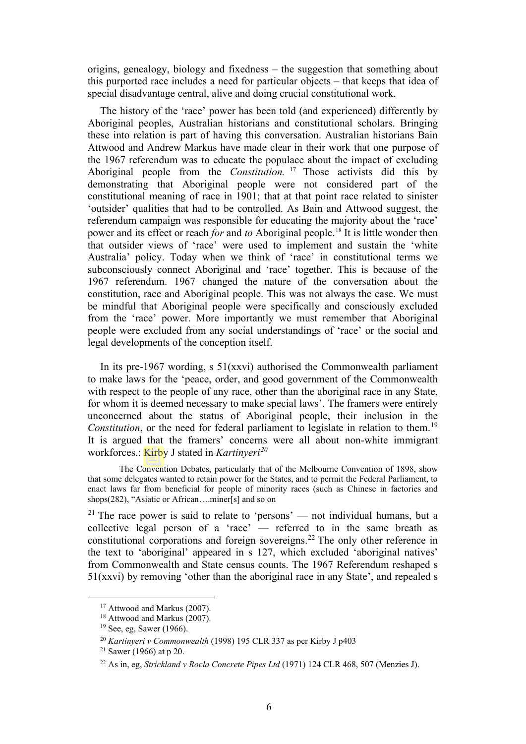origins, genealogy, biology and fixedness – the suggestion that something about this purported race includes a need for particular objects – that keeps that idea of special disadvantage central, alive and doing crucial constitutional work.

The history of the 'race' power has been told (and experienced) differently by Aboriginal peoples, Australian historians and constitutional scholars. Bringing these into relation is part of having this conversation. Australian historians Bain Attwood and Andrew Markus have made clear in their work that one purpose of the 1967 referendum was to educate the populace about the impact of excluding Aboriginal people from the *Constitution.*[17] Those activists did this by demonstrating that Aboriginal people were not considered part of the constitutional meaning of race in 1901; that at that point race related to sinister 'outsider' qualities that had to be controlled. As Bain and Attwood suggest, the referendum campaign was responsible for educating the majority about the 'race' power and its effect or reach *for* and *to* Aboriginal people.[18] It is little wonder then that outsider views of 'race' were used to implement and sustain the 'white Australia' policy. Today when we think of 'race' in constitutional terms we subconsciously connect Aboriginal and 'race' together. This is because of the 1967 referendum. 1967 changed the nature of the conversation about the constitution, race and Aboriginal people. This was not always the case. We must be mindful that Aboriginal people were specifically and consciously excluded from the 'race' power. More importantly we must remember that Aboriginal people were excluded from any social understandings of 'race' or the social and legal developments of the conception itself.

In its pre-1967 wording, s 51(xxvi) authorised the Commonwealth parliament to make laws for the 'peace, order, and good government of the Commonwealth with respect to the people of any race, other than the aboriginal race in any State, for whom it is deemed necessary to make special laws'. The framers were entirely unconcerned about the status of Aboriginal people, their inclusion in the *Constitution*, or the need for federal parliament to legislate in relation to them.[19] It is argued that the framers' concerns were all about non-white immigrant workforces.: Kirby J stated in *Kartinyeri*[20]

> The Convention Debates, particularly that of the Melbourne Convention of 1898, show that some delegates wanted to retain power for the States, and to permit the Federal Parliament, to enact laws far from beneficial for people of minority races (such as Chinese in factories and shops(282), "Asiatic or African….miner[s] and so on

[21] The race power is said to relate to 'persons' — not individual humans, but a collective legal person of a 'race' — referred to in the same breath as constitutional corporations and foreign sovereigns.[22] The only other reference in the text to 'aboriginal' appeared in s 127, which excluded 'aboriginal natives' from Commonwealth and State census counts. The 1967 Referendum reshaped s 51(xxvi) by removing 'other than the aboriginal race in any State', and repealed s

---

[17] Attwood and Markus (2007).

[18] Attwood and Markus (2007).

[19] See, eg, Sawer (1966).

[20] *Kartinyeri v Commonwealth* (1998) 195 CLR 337 as per Kirby J p403

[21] Sawer (1966) at p 20.

[22] As in, eg, *Strickland v Rocla Concrete Pipes Ltd* (1971) 124 CLR 468, 507 (Menzies J).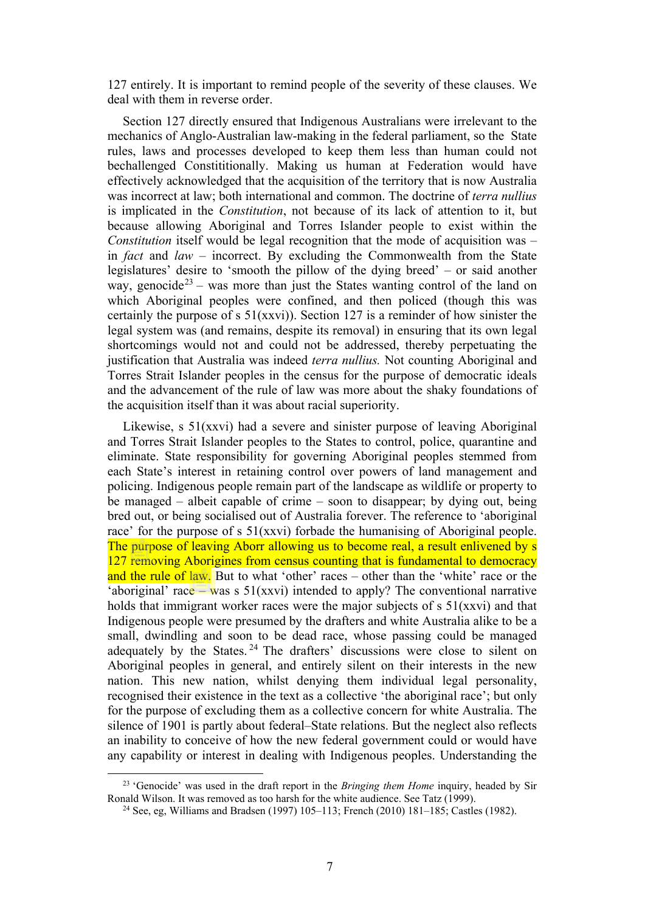127 entirely. It is important to remind people of the severity of these clauses. We deal with them in reverse order.

Section 127 directly ensured that Indigenous Australians were irrelevant to the mechanics of Anglo-Australian law-making in the federal parliament, so the State rules, laws and processes developed to keep them less than human could not bechallenged Constititionally. Making us human at Federation would have effectively acknowledged that the acquisition of the territory that is now Australia was incorrect at law; both international and common. The doctrine of *terra nullius* is implicated in the *Constitution*, not because of its lack of attention to it, but because allowing Aboriginal and Torres Islander people to exist within the *Constitution* itself would be legal recognition that the mode of acquisition was – in *fact* and *law* – incorrect. By excluding the Commonwealth from the State legislatures' desire to 'smooth the pillow of the dying breed' – or said another way, genocide[23] – was more than just the States wanting control of the land on which Aboriginal peoples were confined, and then policed (though this was certainly the purpose of s 51(xxvi)). Section 127 is a reminder of how sinister the legal system was (and remains, despite its removal) in ensuring that its own legal shortcomings would not and could not be addressed, thereby perpetuating the justification that Australia was indeed *terra nullius.* Not counting Aboriginal and Torres Strait Islander peoples in the census for the purpose of democratic ideals and the advancement of the rule of law was more about the shaky foundations of the acquisition itself than it was about racial superiority.

Likewise, s 51(xxvi) had a severe and sinister purpose of leaving Aboriginal and Torres Strait Islander peoples to the States to control, police, quarantine and eliminate. State responsibility for governing Aboriginal peoples stemmed from each State's interest in retaining control over powers of land management and policing. Indigenous people remain part of the landscape as wildlife or property to be managed – albeit capable of crime – soon to disappear; by dying out, being bred out, or being socialised out of Australia forever. The reference to 'aboriginal race' for the purpose of s 51(xxvi) forbade the humanising of Aboriginal people. The purpose of leaving Aborr allowing us to become real, a result enlivened by s 127 removing Aborigines from census counting that is fundamental to democracy and the rule of law. But to what 'other' races – other than the 'white' race or the 'aboriginal' race – was s 51(xxvi) intended to apply? The conventional narrative holds that immigrant worker races were the major subjects of s 51(xxvi) and that Indigenous people were presumed by the drafters and white Australia alike to be a small, dwindling and soon to be dead race, whose passing could be managed adequately by the States.[24] The drafters' discussions were close to silent on Aboriginal peoples in general, and entirely silent on their interests in the new nation. This new nation, whilst denying them individual legal personality, recognised their existence in the text as a collective 'the aboriginal race'; but only for the purpose of excluding them as a collective concern for white Australia. The silence of 1901 is partly about federal–State relations. But the neglect also reflects an inability to conceive of how the new federal government could or would have any capability or interest in dealing with Indigenous peoples. Understanding the

---

[23] 'Genocide' was used in the draft report in the *Bringing them Home* inquiry, headed by Sir Ronald Wilson. It was removed as too harsh for the white audience. See Tatz (1999).

[24] See, eg, Williams and Bradsen (1997) 105–113; French (2010) 181–185; Castles (1982).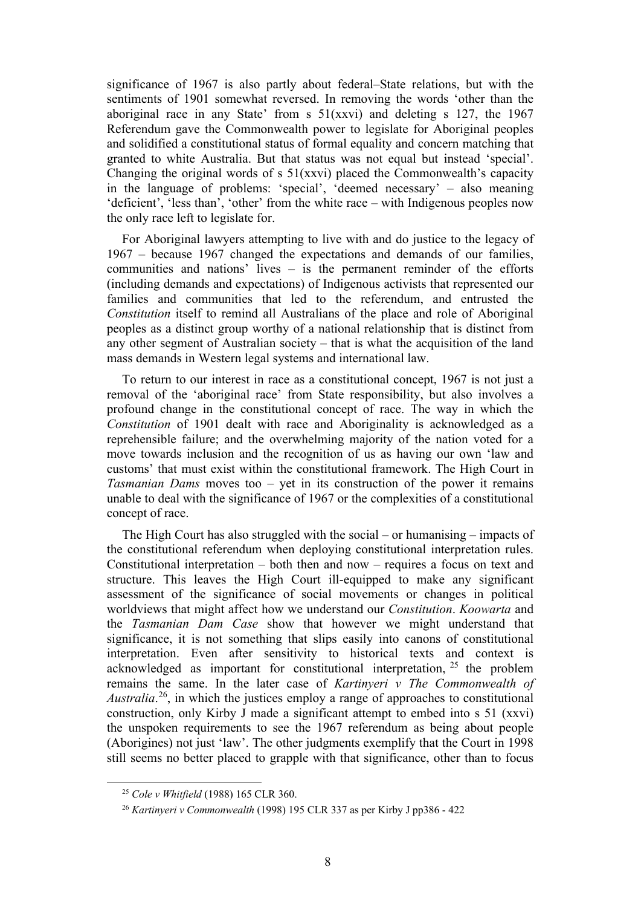significance of 1967 is also partly about federal–State relations, but with the sentiments of 1901 somewhat reversed. In removing the words 'other than the aboriginal race in any State' from s 51(xxvi) and deleting s 127, the 1967 Referendum gave the Commonwealth power to legislate for Aboriginal peoples and solidified a constitutional status of formal equality and concern matching that granted to white Australia. But that status was not equal but instead 'special'. Changing the original words of s 51(xxvi) placed the Commonwealth's capacity in the language of problems: 'special', 'deemed necessary' – also meaning 'deficient', 'less than', 'other' from the white race – with Indigenous peoples now the only race left to legislate for.

For Aboriginal lawyers attempting to live with and do justice to the legacy of 1967 – because 1967 changed the expectations and demands of our families, communities and nations' lives – is the permanent reminder of the efforts (including demands and expectations) of Indigenous activists that represented our families and communities that led to the referendum, and entrusted the *Constitution* itself to remind all Australians of the place and role of Aboriginal peoples as a distinct group worthy of a national relationship that is distinct from any other segment of Australian society – that is what the acquisition of the land mass demands in Western legal systems and international law.

To return to our interest in race as a constitutional concept, 1967 is not just a removal of the 'aboriginal race' from State responsibility, but also involves a profound change in the constitutional concept of race. The way in which the *Constitution* of 1901 dealt with race and Aboriginality is acknowledged as a reprehensible failure; and the overwhelming majority of the nation voted for a move towards inclusion and the recognition of us as having our own 'law and customs' that must exist within the constitutional framework. The High Court in *Tasmanian Dams* moves too – yet in its construction of the power it remains unable to deal with the significance of 1967 or the complexities of a constitutional concept of race.

The High Court has also struggled with the social – or humanising – impacts of the constitutional referendum when deploying constitutional interpretation rules. Constitutional interpretation – both then and now – requires a focus on text and structure. This leaves the High Court ill-equipped to make any significant assessment of the significance of social movements or changes in political worldviews that might affect how we understand our *Constitution*. *Koowarta* and the *Tasmanian Dam Case* show that however we might understand that significance, it is not something that slips easily into canons of constitutional interpretation. Even after sensitivity to historical texts and context is acknowledged as important for constitutional interpretation, [25] the problem remains the same. In the later case of *Kartinyeri v The Commonwealth of Australia*.[26], in which the justices employ a range of approaches to constitutional construction, only Kirby J made a significant attempt to embed into s 51 (xxvi) the unspoken requirements to see the 1967 referendum as being about people (Aborigines) not just 'law'. The other judgments exemplify that the Court in 1998 still seems no better placed to grapple with that significance, other than to focus

[25] *Cole v Whitfield* (1988) 165 CLR 360.

[26] *Kartinyeri v Commonwealth* (1998) 195 CLR 337 as per Kirby J pp386 - 422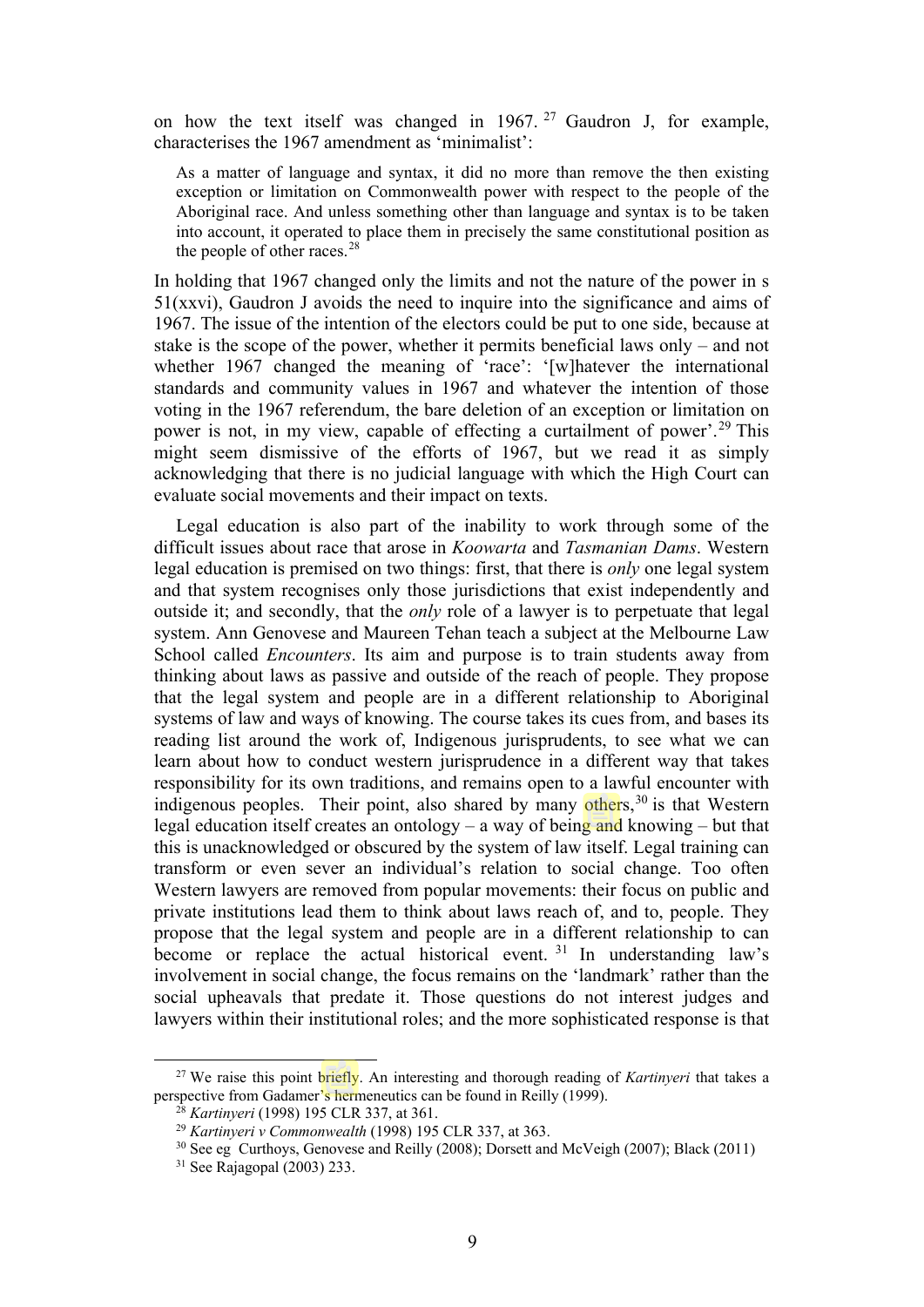on how the text itself was changed in 1967.[27] Gaudron J, for example, characterises the 1967 amendment as 'minimalist':

> As a matter of language and syntax, it did no more than remove the then existing exception or limitation on Commonwealth power with respect to the people of the Aboriginal race. And unless something other than language and syntax is to be taken into account, it operated to place them in precisely the same constitutional position as the people of other races.[28]

In holding that 1967 changed only the limits and not the nature of the power in s 51(xxvi), Gaudron J avoids the need to inquire into the significance and aims of 1967. The issue of the intention of the electors could be put to one side, because at stake is the scope of the power, whether it permits beneficial laws only – and not whether 1967 changed the meaning of 'race': '[w]hatever the international standards and community values in 1967 and whatever the intention of those voting in the 1967 referendum, the bare deletion of an exception or limitation on power is not, in my view, capable of effecting a curtailment of power'.[29] This might seem dismissive of the efforts of 1967, but we read it as simply acknowledging that there is no judicial language with which the High Court can evaluate social movements and their impact on texts.

Legal education is also part of the inability to work through some of the difficult issues about race that arose in *Koowarta* and *Tasmanian Dams*. Western legal education is premised on two things: first, that there is *only* one legal system and that system recognises only those jurisdictions that exist independently and outside it; and secondly, that the *only* role of a lawyer is to perpetuate that legal system. Ann Genovese and Maureen Tehan teach a subject at the Melbourne Law School called *Encounters*. Its aim and purpose is to train students away from thinking about laws as passive and outside of the reach of people. They propose that the legal system and people are in a different relationship to Aboriginal systems of law and ways of knowing. The course takes its cues from, and bases its reading list around the work of, Indigenous jurisprudents, to see what we can learn about how to conduct western jurisprudence in a different way that takes responsibility for its own traditions, and remains open to a lawful encounter with indigenous peoples. Their point, also shared by many others,[30] is that Western legal education itself creates an ontology – a way of being and knowing – but that this is unacknowledged or obscured by the system of law itself. Legal training can transform or even sever an individual's relation to social change. Too often Western lawyers are removed from popular movements: their focus on public and private institutions lead them to think about laws reach of, and to, people. They propose that the legal system and people are in a different relationship to can become or replace the actual historical event.[31] In understanding law's involvement in social change, the focus remains on the 'landmark' rather than the social upheavals that predate it. Those questions do not interest judges and lawyers within their institutional roles; and the more sophisticated response is that

---

[27] We raise this point briefly. An interesting and thorough reading of *Kartinyeri* that takes a perspective from Gadamer's hermeneutics can be found in Reilly (1999).

[28] *Kartinyeri* (1998) 195 CLR 337, at 361.

[29] *Kartinyeri v Commonwealth* (1998) 195 CLR 337, at 363.

[30] See eg Curthoys, Genovese and Reilly (2008); Dorsett and McVeigh (2007); Black (2011)

[31] See Rajagopal (2003) 233.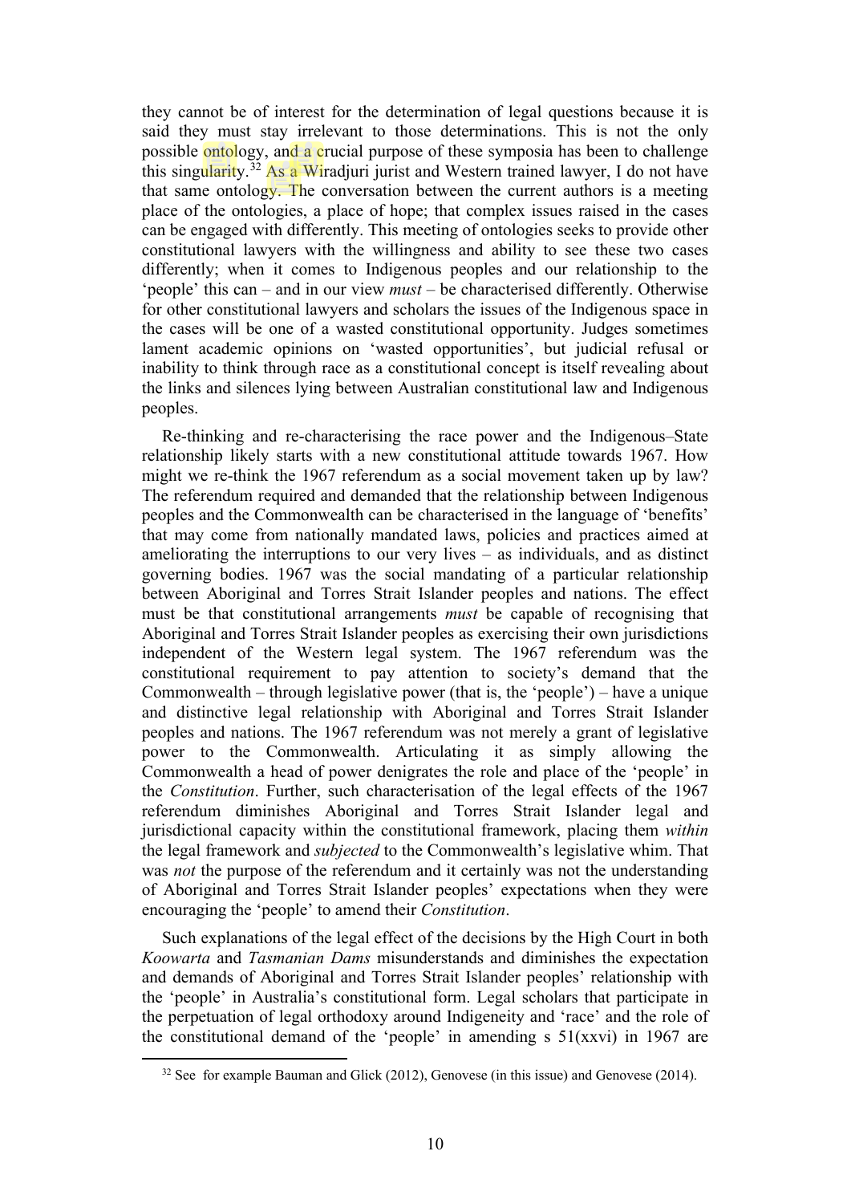they cannot be of interest for the determination of legal questions because it is said they must stay irrelevant to those determinations. This is not the only possible ontology, and a crucial purpose of these symposia has been to challenge this singularity.[32] As a Wiradjuri jurist and Western trained lawyer, I do not have that same ontology. The conversation between the current authors is a meeting place of the ontologies, a place of hope; that complex issues raised in the cases can be engaged with differently. This meeting of ontologies seeks to provide other constitutional lawyers with the willingness and ability to see these two cases differently; when it comes to Indigenous peoples and our relationship to the 'people' this can – and in our view *must* – be characterised differently. Otherwise for other constitutional lawyers and scholars the issues of the Indigenous space in the cases will be one of a wasted constitutional opportunity. Judges sometimes lament academic opinions on 'wasted opportunities', but judicial refusal or inability to think through race as a constitutional concept is itself revealing about the links and silences lying between Australian constitutional law and Indigenous peoples.

Re-thinking and re-characterising the race power and the Indigenous–State relationship likely starts with a new constitutional attitude towards 1967. How might we re-think the 1967 referendum as a social movement taken up by law? The referendum required and demanded that the relationship between Indigenous peoples and the Commonwealth can be characterised in the language of 'benefits' that may come from nationally mandated laws, policies and practices aimed at ameliorating the interruptions to our very lives – as individuals, and as distinct governing bodies. 1967 was the social mandating of a particular relationship between Aboriginal and Torres Strait Islander peoples and nations. The effect must be that constitutional arrangements *must* be capable of recognising that Aboriginal and Torres Strait Islander peoples as exercising their own jurisdictions independent of the Western legal system. The 1967 referendum was the constitutional requirement to pay attention to society's demand that the Commonwealth – through legislative power (that is, the 'people') – have a unique and distinctive legal relationship with Aboriginal and Torres Strait Islander peoples and nations. The 1967 referendum was not merely a grant of legislative power to the Commonwealth. Articulating it as simply allowing the Commonwealth a head of power denigrates the role and place of the 'people' in the *Constitution*. Further, such characterisation of the legal effects of the 1967 referendum diminishes Aboriginal and Torres Strait Islander legal and jurisdictional capacity within the constitutional framework, placing them *within* the legal framework and *subjected* to the Commonwealth's legislative whim. That was *not* the purpose of the referendum and it certainly was not the understanding of Aboriginal and Torres Strait Islander peoples' expectations when they were encouraging the 'people' to amend their *Constitution*.

Such explanations of the legal effect of the decisions by the High Court in both *Koowarta* and *Tasmanian Dams* misunderstands and diminishes the expectation and demands of Aboriginal and Torres Strait Islander peoples' relationship with the 'people' in Australia's constitutional form. Legal scholars that participate in the perpetuation of legal orthodoxy around Indigeneity and 'race' and the role of the constitutional demand of the 'people' in amending s 51(xxvi) in 1967 are

[32] See for example Bauman and Glick (2012), Genovese (in this issue) and Genovese (2014).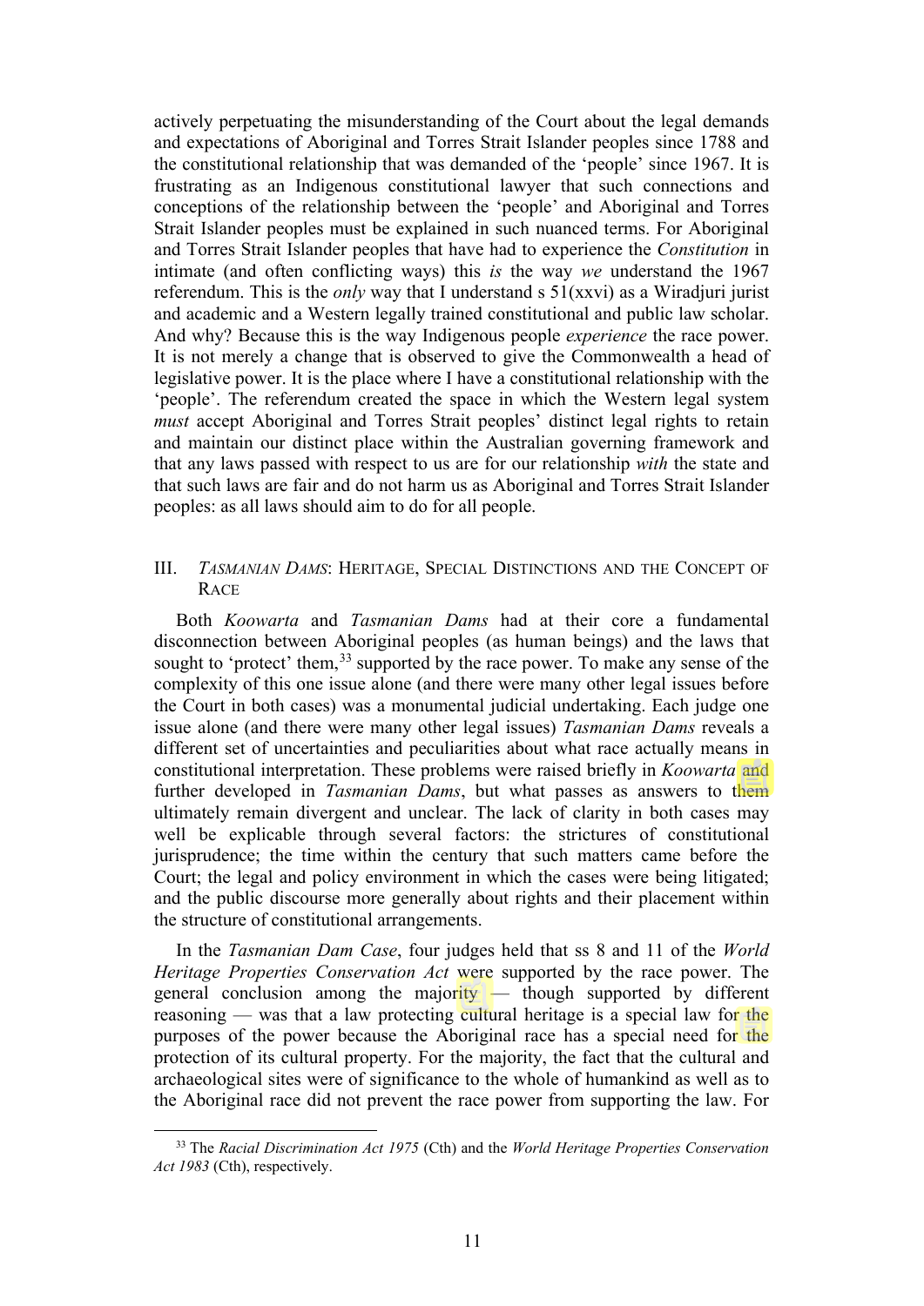actively perpetuating the misunderstanding of the Court about the legal demands and expectations of Aboriginal and Torres Strait Islander peoples since 1788 and the constitutional relationship that was demanded of the 'people' since 1967. It is frustrating as an Indigenous constitutional lawyer that such connections and conceptions of the relationship between the 'people' and Aboriginal and Torres Strait Islander peoples must be explained in such nuanced terms. For Aboriginal and Torres Strait Islander peoples that have had to experience the *Constitution* in intimate (and often conflicting ways) this *is* the way *we* understand the 1967 referendum. This is the *only* way that I understand s 51(xxvi) as a Wiradjuri jurist and academic and a Western legally trained constitutional and public law scholar. And why? Because this is the way Indigenous people *experience* the race power. It is not merely a change that is observed to give the Commonwealth a head of legislative power. It is the place where I have a constitutional relationship with the 'people'. The referendum created the space in which the Western legal system *must* accept Aboriginal and Torres Strait peoples' distinct legal rights to retain and maintain our distinct place within the Australian governing framework and that any laws passed with respect to us are for our relationship *with* the state and that such laws are fair and do not harm us as Aboriginal and Torres Strait Islander peoples: as all laws should aim to do for all people.

## III. *TASMANIAN DAMS*: HERITAGE, SPECIAL DISTINCTIONS AND THE CONCEPT OF RACE

Both *Koowarta* and *Tasmanian Dams* had at their core a fundamental disconnection between Aboriginal peoples (as human beings) and the laws that sought to 'protect' them,[33] supported by the race power. To make any sense of the complexity of this one issue alone (and there were many other legal issues before the Court in both cases) was a monumental judicial undertaking. Each judge one issue alone (and there were many other legal issues) *Tasmanian Dams* reveals a different set of uncertainties and peculiarities about what race actually means in constitutional interpretation. These problems were raised briefly in *Koowarta* and further developed in *Tasmanian Dams*, but what passes as answers to them ultimately remain divergent and unclear. The lack of clarity in both cases may well be explicable through several factors: the strictures of constitutional jurisprudence; the time within the century that such matters came before the Court; the legal and policy environment in which the cases were being litigated; and the public discourse more generally about rights and their placement within the structure of constitutional arrangements.

In the *Tasmanian Dam Case*, four judges held that ss 8 and 11 of the *World Heritage Properties Conservation Act* were supported by the race power. The general conclusion among the majority — though supported by different reasoning — was that a law protecting cultural heritage is a special law for the purposes of the power because the Aboriginal race has a special need for the protection of its cultural property. For the majority, the fact that the cultural and archaeological sites were of significance to the whole of humankind as well as to the Aboriginal race did not prevent the race power from supporting the law. For

[33] The *Racial Discrimination Act 1975* (Cth) and the *World Heritage Properties Conservation Act 1983* (Cth), respectively.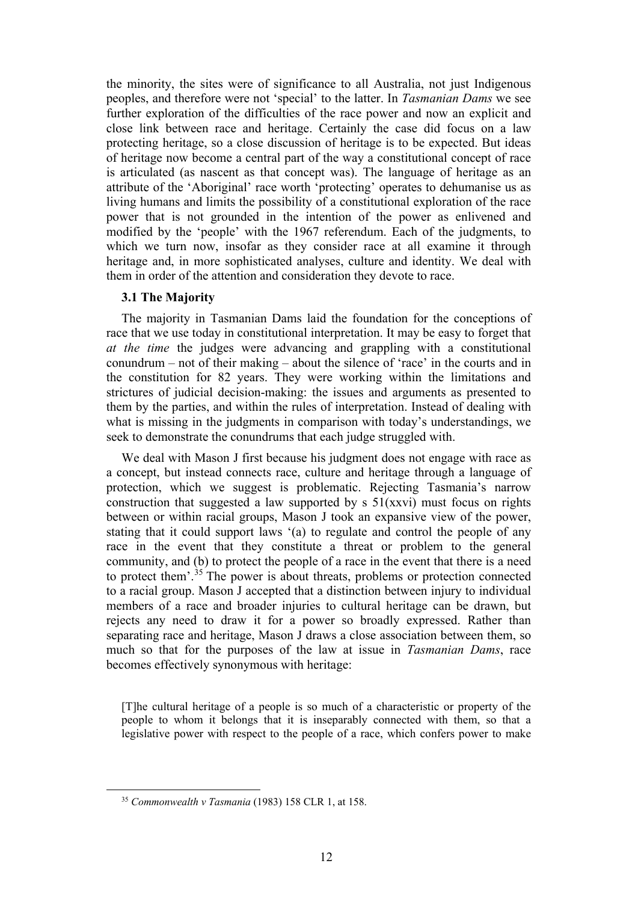the minority, the sites were of significance to all Australia, not just Indigenous peoples, and therefore were not 'special' to the latter. In *Tasmanian Dams* we see further exploration of the difficulties of the race power and now an explicit and close link between race and heritage. Certainly the case did focus on a law protecting heritage, so a close discussion of heritage is to be expected. But ideas of heritage now become a central part of the way a constitutional concept of race is articulated (as nascent as that concept was). The language of heritage as an attribute of the 'Aboriginal' race worth 'protecting' operates to dehumanise us as living humans and limits the possibility of a constitutional exploration of the race power that is not grounded in the intention of the power as enlivened and modified by the 'people' with the 1967 referendum. Each of the judgments, to which we turn now, insofar as they consider race at all examine it through heritage and, in more sophisticated analyses, culture and identity. We deal with them in order of the attention and consideration they devote to race.

### 3.1 The Majority

The majority in Tasmanian Dams laid the foundation for the conceptions of race that we use today in constitutional interpretation. It may be easy to forget that *at the time* the judges were advancing and grappling with a constitutional conundrum – not of their making – about the silence of 'race' in the courts and in the constitution for 82 years. They were working within the limitations and strictures of judicial decision-making: the issues and arguments as presented to them by the parties, and within the rules of interpretation. Instead of dealing with what is missing in the judgments in comparison with today's understandings, we seek to demonstrate the conundrums that each judge struggled with.

We deal with Mason J first because his judgment does not engage with race as a concept, but instead connects race, culture and heritage through a language of protection, which we suggest is problematic. Rejecting Tasmania's narrow construction that suggested a law supported by s 51(xxvi) must focus on rights between or within racial groups, Mason J took an expansive view of the power, stating that it could support laws '(a) to regulate and control the people of any race in the event that they constitute a threat or problem to the general community, and (b) to protect the people of a race in the event that there is a need to protect them'.[35] The power is about threats, problems or protection connected to a racial group. Mason J accepted that a distinction between injury to individual members of a race and broader injuries to cultural heritage can be drawn, but rejects any need to draw it for a power so broadly expressed. Rather than separating race and heritage, Mason J draws a close association between them, so much so that for the purposes of the law at issue in *Tasmanian Dams*, race becomes effectively synonymous with heritage:

> [T]he cultural heritage of a people is so much of a characteristic or property of the people to whom it belongs that it is inseparably connected with them, so that a legislative power with respect to the people of a race, which confers power to make

[35] *Commonwealth v Tasmania* (1983) 158 CLR 1, at 158.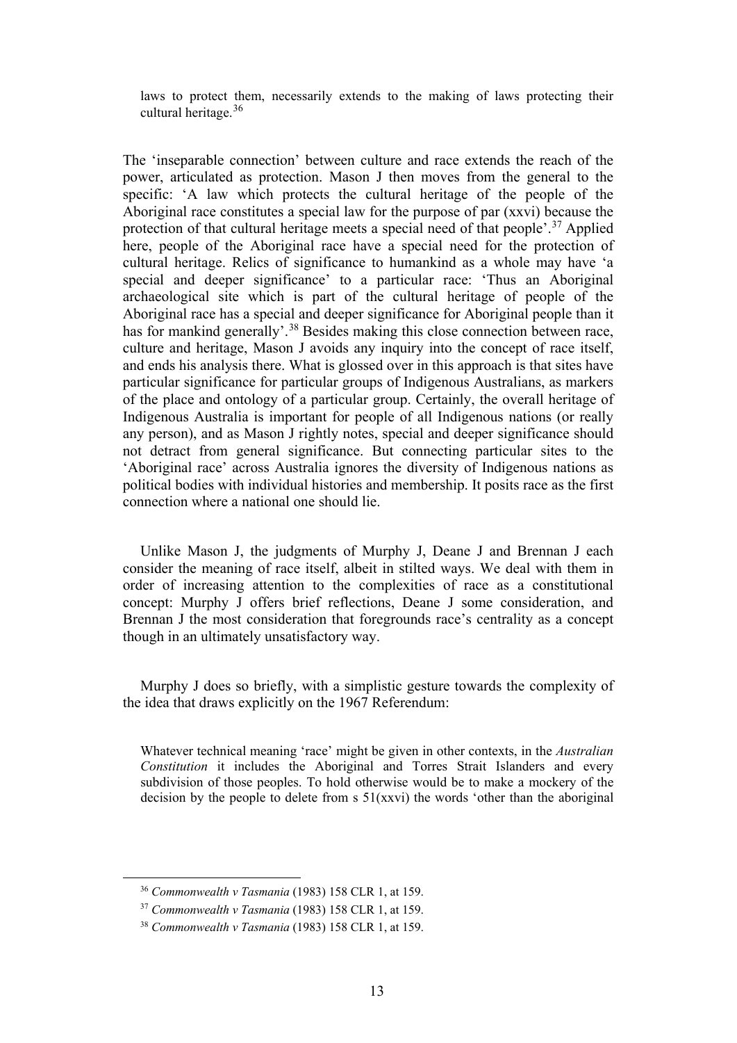> laws to protect them, necessarily extends to the making of laws protecting their cultural heritage.[36]

The 'inseparable connection' between culture and race extends the reach of the power, articulated as protection. Mason J then moves from the general to the specific: 'A law which protects the cultural heritage of the people of the Aboriginal race constitutes a special law for the purpose of par (xxvi) because the protection of that cultural heritage meets a special need of that people'.[37] Applied here, people of the Aboriginal race have a special need for the protection of cultural heritage. Relics of significance to humankind as a whole may have 'a special and deeper significance' to a particular race: 'Thus an Aboriginal archaeological site which is part of the cultural heritage of people of the Aboriginal race has a special and deeper significance for Aboriginal people than it has for mankind generally'.[38] Besides making this close connection between race, culture and heritage, Mason J avoids any inquiry into the concept of race itself, and ends his analysis there. What is glossed over in this approach is that sites have particular significance for particular groups of Indigenous Australians, as markers of the place and ontology of a particular group. Certainly, the overall heritage of Indigenous Australia is important for people of all Indigenous nations (or really any person), and as Mason J rightly notes, special and deeper significance should not detract from general significance. But connecting particular sites to the 'Aboriginal race' across Australia ignores the diversity of Indigenous nations as political bodies with individual histories and membership. It posits race as the first connection where a national one should lie.

Unlike Mason J, the judgments of Murphy J, Deane J and Brennan J each consider the meaning of race itself, albeit in stilted ways. We deal with them in order of increasing attention to the complexities of race as a constitutional concept: Murphy J offers brief reflections, Deane J some consideration, and Brennan J the most consideration that foregrounds race's centrality as a concept though in an ultimately unsatisfactory way.

Murphy J does so briefly, with a simplistic gesture towards the complexity of the idea that draws explicitly on the 1967 Referendum:

> Whatever technical meaning 'race' might be given in other contexts, in the *Australian Constitution* it includes the Aboriginal and Torres Strait Islanders and every subdivision of those peoples. To hold otherwise would be to make a mockery of the decision by the people to delete from s 51(xxvi) the words 'other than the aboriginal

[36] *Commonwealth v Tasmania* (1983) 158 CLR 1, at 159.

[37] *Commonwealth v Tasmania* (1983) 158 CLR 1, at 159.

[38] *Commonwealth v Tasmania* (1983) 158 CLR 1, at 159.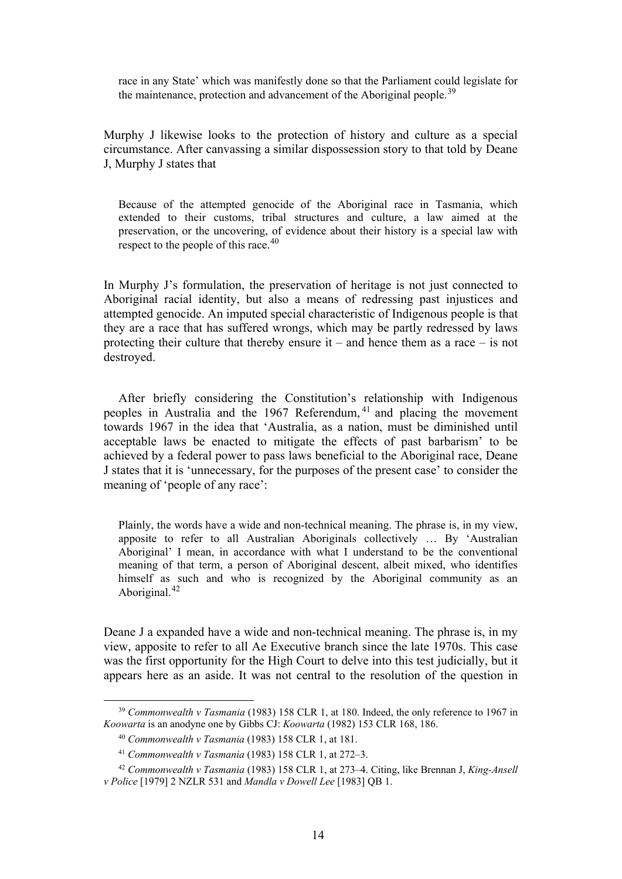> race in any State' which was manifestly done so that the Parliament could legislate for the maintenance, protection and advancement of the Aboriginal people.[39]

Murphy J likewise looks to the protection of history and culture as a special circumstance. After canvassing a similar dispossession story to that told by Deane J, Murphy J states that

> Because of the attempted genocide of the Aboriginal race in Tasmania, which extended to their customs, tribal structures and culture, a law aimed at the preservation, or the uncovering, of evidence about their history is a special law with respect to the people of this race.[40]

In Murphy J's formulation, the preservation of heritage is not just connected to Aboriginal racial identity, but also a means of redressing past injustices and attempted genocide. An imputed special characteristic of Indigenous people is that they are a race that has suffered wrongs, which may be partly redressed by laws protecting their culture that thereby ensure it – and hence them as a race – is not destroyed.

After briefly considering the Constitution's relationship with Indigenous peoples in Australia and the 1967 Referendum,[41] and placing the movement towards 1967 in the idea that 'Australia, as a nation, must be diminished until acceptable laws be enacted to mitigate the effects of past barbarism' to be achieved by a federal power to pass laws beneficial to the Aboriginal race, Deane J states that it is 'unnecessary, for the purposes of the present case' to consider the meaning of 'people of any race':

> Plainly, the words have a wide and non-technical meaning. The phrase is, in my view, apposite to refer to all Australian Aboriginals collectively … By 'Australian Aboriginal' I mean, in accordance with what I understand to be the conventional meaning of that term, a person of Aboriginal descent, albeit mixed, who identifies himself as such and who is recognized by the Aboriginal community as an Aboriginal.[42]

Deane J a expanded have a wide and non-technical meaning. The phrase is, in my view, apposite to refer to all Ae Executive branch since the late 1970s. This case was the first opportunity for the High Court to delve into this test judicially, but it appears here as an aside. It was not central to the resolution of the question in

---

[39] *Commonwealth v Tasmania* (1983) 158 CLR 1, at 180. Indeed, the only reference to 1967 in *Koowarta* is an anodyne one by Gibbs CJ: *Koowarta* (1982) 153 CLR 168, 186.

[40] *Commonwealth v Tasmania* (1983) 158 CLR 1, at 181.

[41] *Commonwealth v Tasmania* (1983) 158 CLR 1, at 272–3.

[42] *Commonwealth v Tasmania* (1983) 158 CLR 1, at 273–4. Citing, like Brennan J, *King-Ansell v Police* [1979] 2 NZLR 531 and *Mandla v Dowell Lee* [1983] QB 1.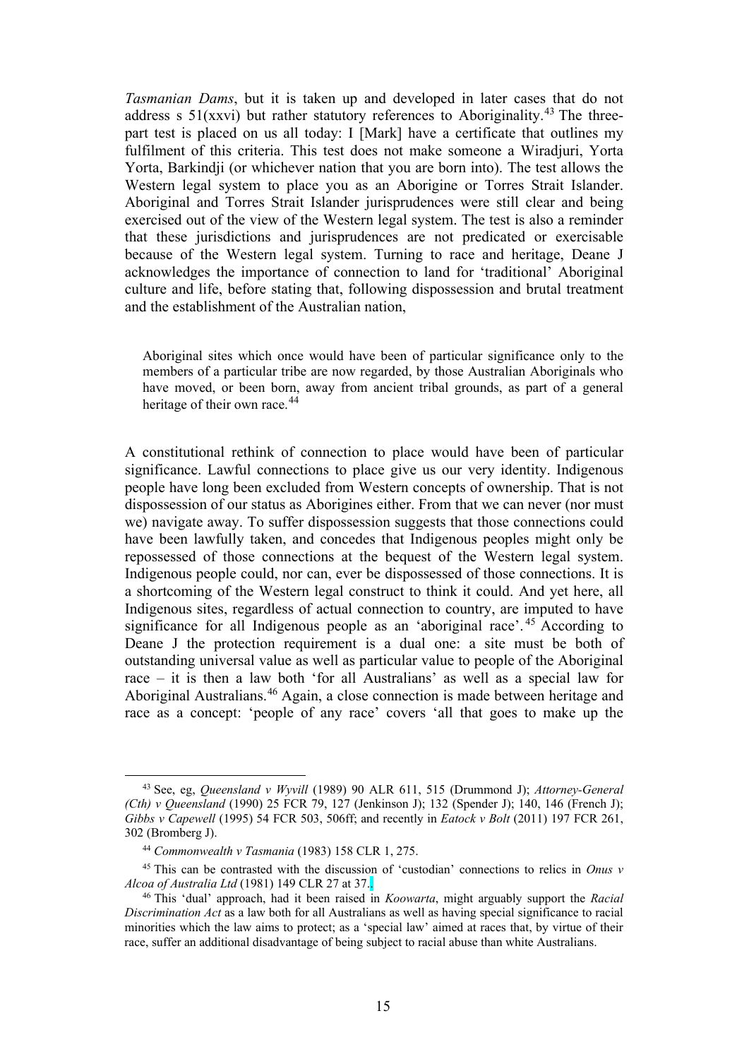*Tasmanian Dams*, but it is taken up and developed in later cases that do not address s 51(xxvi) but rather statutory references to Aboriginality.[43] The three-part test is placed on us all today: I [Mark] have a certificate that outlines my fulfilment of this criteria. This test does not make someone a Wiradjuri, Yorta Yorta, Barkindji (or whichever nation that you are born into). The test allows the Western legal system to place you as an Aborigine or Torres Strait Islander. Aboriginal and Torres Strait Islander jurisprudences were still clear and being exercised out of the view of the Western legal system. The test is also a reminder that these jurisdictions and jurisprudences are not predicated or exercisable because of the Western legal system. Turning to race and heritage, Deane J acknowledges the importance of connection to land for 'traditional' Aboriginal culture and life, before stating that, following dispossession and brutal treatment and the establishment of the Australian nation,

> Aboriginal sites which once would have been of particular significance only to the members of a particular tribe are now regarded, by those Australian Aboriginals who have moved, or been born, away from ancient tribal grounds, as part of a general heritage of their own race.[44]

A constitutional rethink of connection to place would have been of particular significance. Lawful connections to place give us our very identity. Indigenous people have long been excluded from Western concepts of ownership. That is not dispossession of our status as Aborigines either. From that we can never (nor must we) navigate away. To suffer dispossession suggests that those connections could have been lawfully taken, and concedes that Indigenous peoples might only be repossessed of those connections at the bequest of the Western legal system. Indigenous people could, nor can, ever be dispossessed of those connections. It is a shortcoming of the Western legal construct to think it could. And yet here, all Indigenous sites, regardless of actual connection to country, are imputed to have significance for all Indigenous people as an 'aboriginal race'.[45] According to Deane J the protection requirement is a dual one: a site must be both of outstanding universal value as well as particular value to people of the Aboriginal race – it is then a law both 'for all Australians' as well as a special law for Aboriginal Australians.[46] Again, a close connection is made between heritage and race as a concept: 'people of any race' covers 'all that goes to make up the

---

[43] See, eg, *Queensland v Wyvill* (1989) 90 ALR 611, 515 (Drummond J); *Attorney-General (Cth) v Queensland* (1990) 25 FCR 79, 127 (Jenkinson J); 132 (Spender J); 140, 146 (French J); *Gibbs v Capewell* (1995) 54 FCR 503, 506ff; and recently in *Eatock v Bolt* (2011) 197 FCR 261, 302 (Bromberg J).

[44] *Commonwealth v Tasmania* (1983) 158 CLR 1, 275.

[45] This can be contrasted with the discussion of 'custodian' connections to relics in *Onus v Alcoa of Australia Ltd* (1981) 149 CLR 27 at 37..

[46] This 'dual' approach, had it been raised in *Koowarta*, might arguably support the *Racial Discrimination Act* as a law both for all Australians as well as having special significance to racial minorities which the law aims to protect; as a 'special law' aimed at races that, by virtue of their race, suffer an additional disadvantage of being subject to racial abuse than white Australians.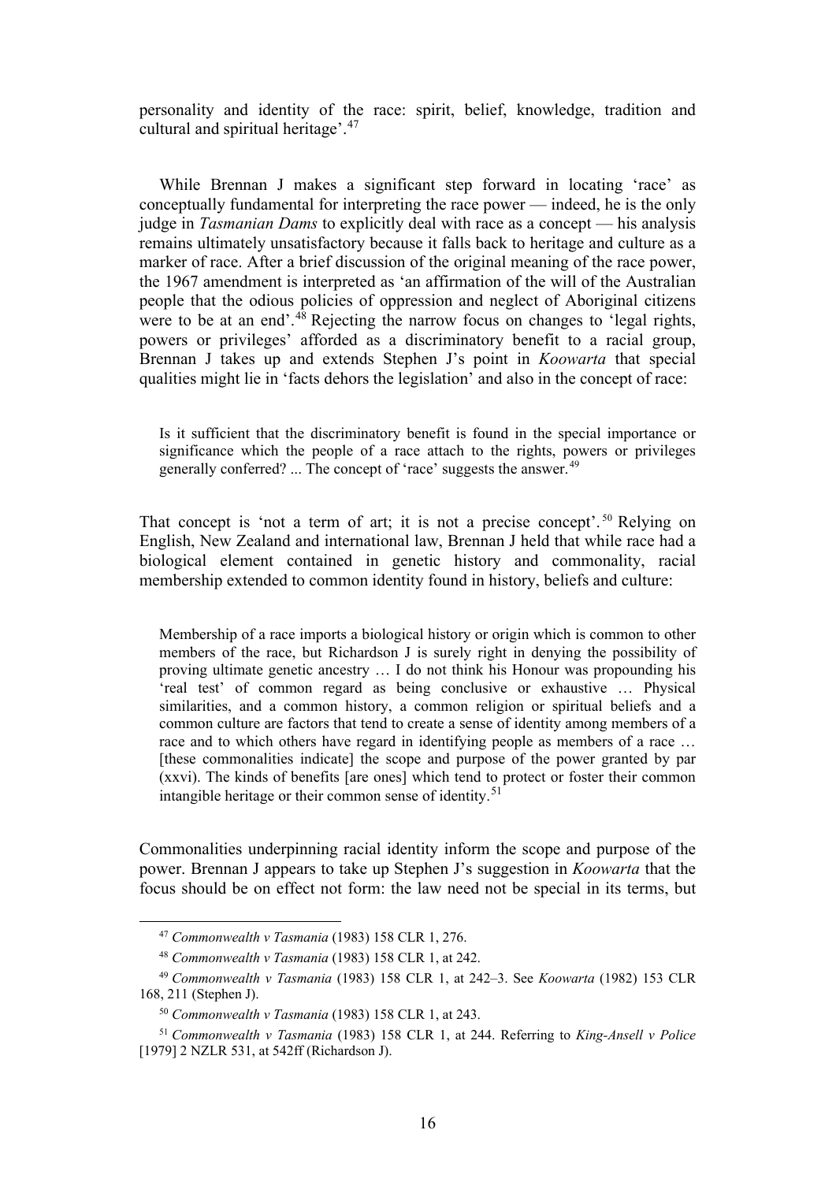personality and identity of the race: spirit, belief, knowledge, tradition and cultural and spiritual heritage'.[47]

While Brennan J makes a significant step forward in locating 'race' as conceptually fundamental for interpreting the race power — indeed, he is the only judge in *Tasmanian Dams* to explicitly deal with race as a concept — his analysis remains ultimately unsatisfactory because it falls back to heritage and culture as a marker of race. After a brief discussion of the original meaning of the race power, the 1967 amendment is interpreted as 'an affirmation of the will of the Australian people that the odious policies of oppression and neglect of Aboriginal citizens were to be at an end'.[48] Rejecting the narrow focus on changes to 'legal rights, powers or privileges' afforded as a discriminatory benefit to a racial group, Brennan J takes up and extends Stephen J's point in *Koowarta* that special qualities might lie in 'facts dehors the legislation' and also in the concept of race:

> Is it sufficient that the discriminatory benefit is found in the special importance or significance which the people of a race attach to the rights, powers or privileges generally conferred? ... The concept of 'race' suggests the answer.[49]

That concept is 'not a term of art; it is not a precise concept'.[50] Relying on English, New Zealand and international law, Brennan J held that while race had a biological element contained in genetic history and commonality, racial membership extended to common identity found in history, beliefs and culture:

> Membership of a race imports a biological history or origin which is common to other members of the race, but Richardson J is surely right in denying the possibility of proving ultimate genetic ancestry … I do not think his Honour was propounding his 'real test' of common regard as being conclusive or exhaustive … Physical similarities, and a common history, a common religion or spiritual beliefs and a common culture are factors that tend to create a sense of identity among members of a race and to which others have regard in identifying people as members of a race … [these commonalities indicate] the scope and purpose of the power granted by par (xxvi). The kinds of benefits [are ones] which tend to protect or foster their common intangible heritage or their common sense of identity.[51]

Commonalities underpinning racial identity inform the scope and purpose of the power. Brennan J appears to take up Stephen J's suggestion in *Koowarta* that the focus should be on effect not form: the law need not be special in its terms, but

---

[47] *Commonwealth v Tasmania* (1983) 158 CLR 1, 276.

[48] *Commonwealth v Tasmania* (1983) 158 CLR 1, at 242.

[49] *Commonwealth v Tasmania* (1983) 158 CLR 1, at 242–3. See *Koowarta* (1982) 153 CLR 168, 211 (Stephen J).

[50] *Commonwealth v Tasmania* (1983) 158 CLR 1, at 243.

[51] *Commonwealth v Tasmania* (1983) 158 CLR 1, at 244. Referring to *King-Ansell v Police* [1979] 2 NZLR 531, at 542ff (Richardson J).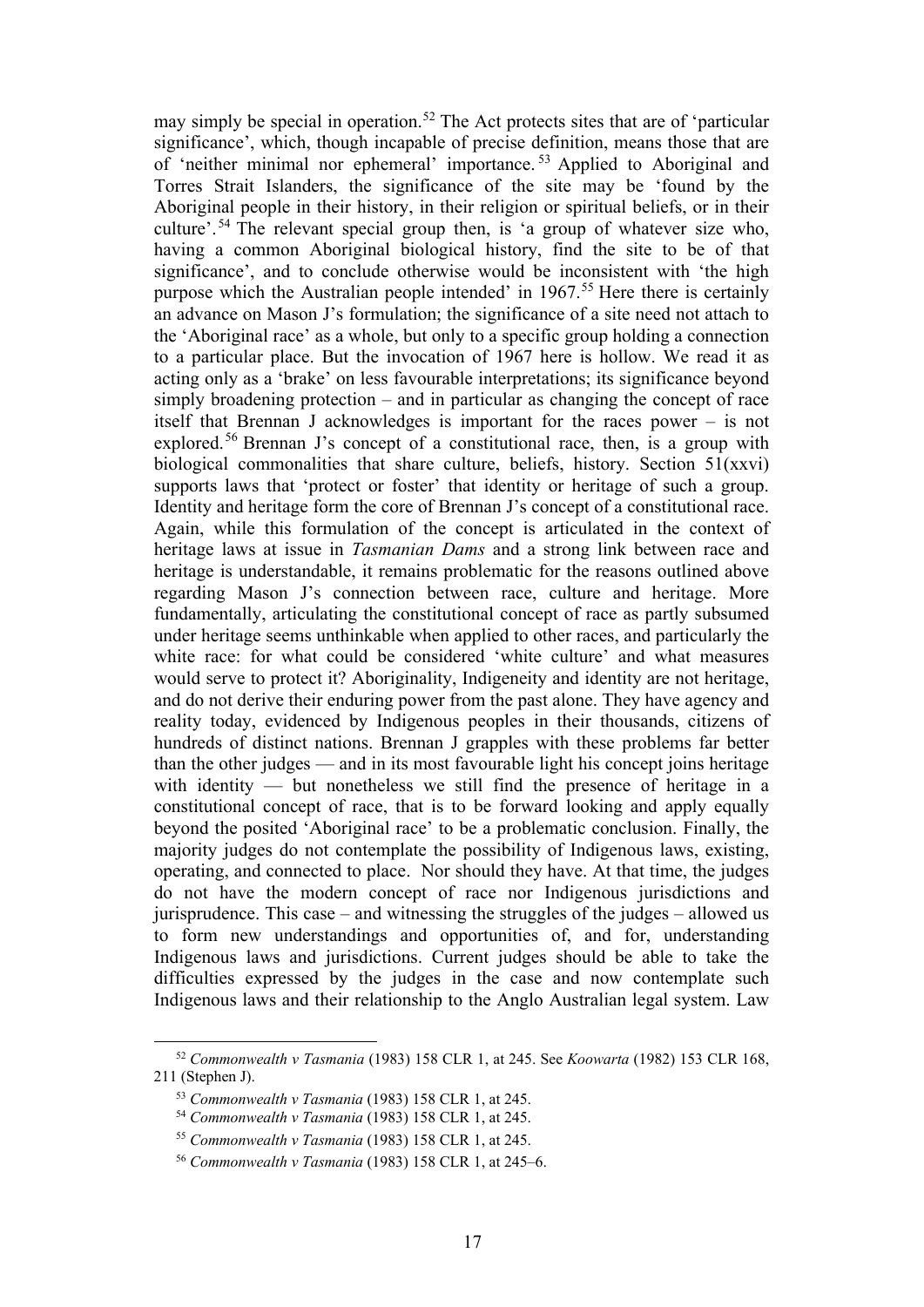may simply be special in operation.[52] The Act protects sites that are of 'particular significance', which, though incapable of precise definition, means those that are of 'neither minimal nor ephemeral' importance.[53] Applied to Aboriginal and Torres Strait Islanders, the significance of the site may be 'found by the Aboriginal people in their history, in their religion or spiritual beliefs, or in their culture'.[54] The relevant special group then, is 'a group of whatever size who, having a common Aboriginal biological history, find the site to be of that significance', and to conclude otherwise would be inconsistent with 'the high purpose which the Australian people intended' in 1967.[55] Here there is certainly an advance on Mason J's formulation; the significance of a site need not attach to the 'Aboriginal race' as a whole, but only to a specific group holding a connection to a particular place. But the invocation of 1967 here is hollow. We read it as acting only as a 'brake' on less favourable interpretations; its significance beyond simply broadening protection – and in particular as changing the concept of race itself that Brennan J acknowledges is important for the races power – is not explored.[56] Brennan J's concept of a constitutional race, then, is a group with biological commonalities that share culture, beliefs, history. Section 51(xxvi) supports laws that 'protect or foster' that identity or heritage of such a group. Identity and heritage form the core of Brennan J's concept of a constitutional race. Again, while this formulation of the concept is articulated in the context of heritage laws at issue in *Tasmanian Dams* and a strong link between race and heritage is understandable, it remains problematic for the reasons outlined above regarding Mason J's connection between race, culture and heritage. More fundamentally, articulating the constitutional concept of race as partly subsumed under heritage seems unthinkable when applied to other races, and particularly the white race: for what could be considered 'white culture' and what measures would serve to protect it? Aboriginality, Indigeneity and identity are not heritage, and do not derive their enduring power from the past alone. They have agency and reality today, evidenced by Indigenous peoples in their thousands, citizens of hundreds of distinct nations. Brennan J grapples with these problems far better than the other judges — and in its most favourable light his concept joins heritage with identity — but nonetheless we still find the presence of heritage in a constitutional concept of race, that is to be forward looking and apply equally beyond the posited 'Aboriginal race' to be a problematic conclusion. Finally, the majority judges do not contemplate the possibility of Indigenous laws, existing, operating, and connected to place. Nor should they have. At that time, the judges do not have the modern concept of race nor Indigenous jurisdictions and jurisprudence. This case – and witnessing the struggles of the judges – allowed us to form new understandings and opportunities of, and for, understanding Indigenous laws and jurisdictions. Current judges should be able to take the difficulties expressed by the judges in the case and now contemplate such Indigenous laws and their relationship to the Anglo Australian legal system. Law

[52] *Commonwealth v Tasmania* (1983) 158 CLR 1, at 245. See *Koowarta* (1982) 153 CLR 168, 211 (Stephen J).

[53] *Commonwealth v Tasmania* (1983) 158 CLR 1, at 245.

[54] *Commonwealth v Tasmania* (1983) 158 CLR 1, at 245.

[55] *Commonwealth v Tasmania* (1983) 158 CLR 1, at 245.

[56] *Commonwealth v Tasmania* (1983) 158 CLR 1, at 245–6.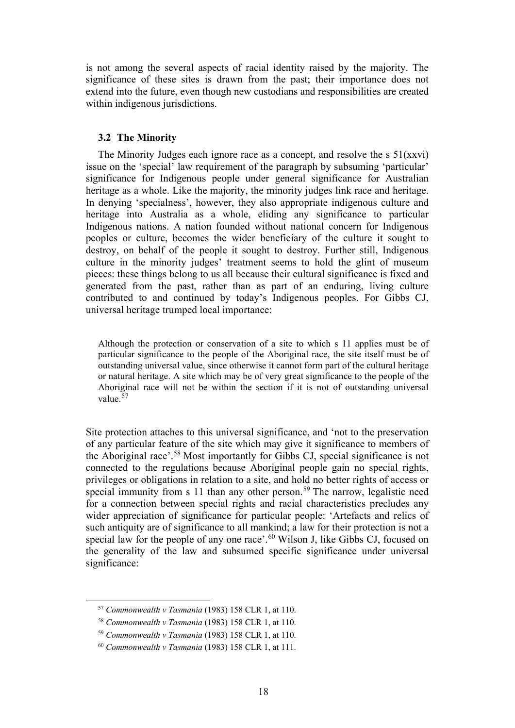is not among the several aspects of racial identity raised by the majority. The significance of these sites is drawn from the past; their importance does not extend into the future, even though new custodians and responsibilities are created within indigenous jurisdictions.

### 3.2 The Minority

The Minority Judges each ignore race as a concept, and resolve the s 51(xxvi) issue on the 'special' law requirement of the paragraph by subsuming 'particular' significance for Indigenous people under general significance for Australian heritage as a whole. Like the majority, the minority judges link race and heritage. In denying 'specialness', however, they also appropriate indigenous culture and heritage into Australia as a whole, eliding any significance to particular Indigenous nations. A nation founded without national concern for Indigenous peoples or culture, becomes the wider beneficiary of the culture it sought to destroy, on behalf of the people it sought to destroy. Further still, Indigenous culture in the minority judges' treatment seems to hold the glint of museum pieces: these things belong to us all because their cultural significance is fixed and generated from the past, rather than as part of an enduring, living culture contributed to and continued by today's Indigenous peoples. For Gibbs CJ, universal heritage trumped local importance:

> Although the protection or conservation of a site to which s 11 applies must be of particular significance to the people of the Aboriginal race, the site itself must be of outstanding universal value, since otherwise it cannot form part of the cultural heritage or natural heritage. A site which may be of very great significance to the people of the Aboriginal race will not be within the section if it is not of outstanding universal value.[57]

Site protection attaches to this universal significance, and 'not to the preservation of any particular feature of the site which may give it significance to members of the Aboriginal race'.[58] Most importantly for Gibbs CJ, special significance is not connected to the regulations because Aboriginal people gain no special rights, privileges or obligations in relation to a site, and hold no better rights of access or special immunity from s 11 than any other person.[59] The narrow, legalistic need for a connection between special rights and racial characteristics precludes any wider appreciation of significance for particular people: 'Artefacts and relics of such antiquity are of significance to all mankind; a law for their protection is not a special law for the people of any one race'.[60] Wilson J, like Gibbs CJ, focused on the generality of the law and subsumed specific significance under universal significance:

---

[57] *Commonwealth v Tasmania* (1983) 158 CLR 1, at 110.

[58] *Commonwealth v Tasmania* (1983) 158 CLR 1, at 110.

[59] *Commonwealth v Tasmania* (1983) 158 CLR 1, at 110.

[60] *Commonwealth v Tasmania* (1983) 158 CLR 1, at 111.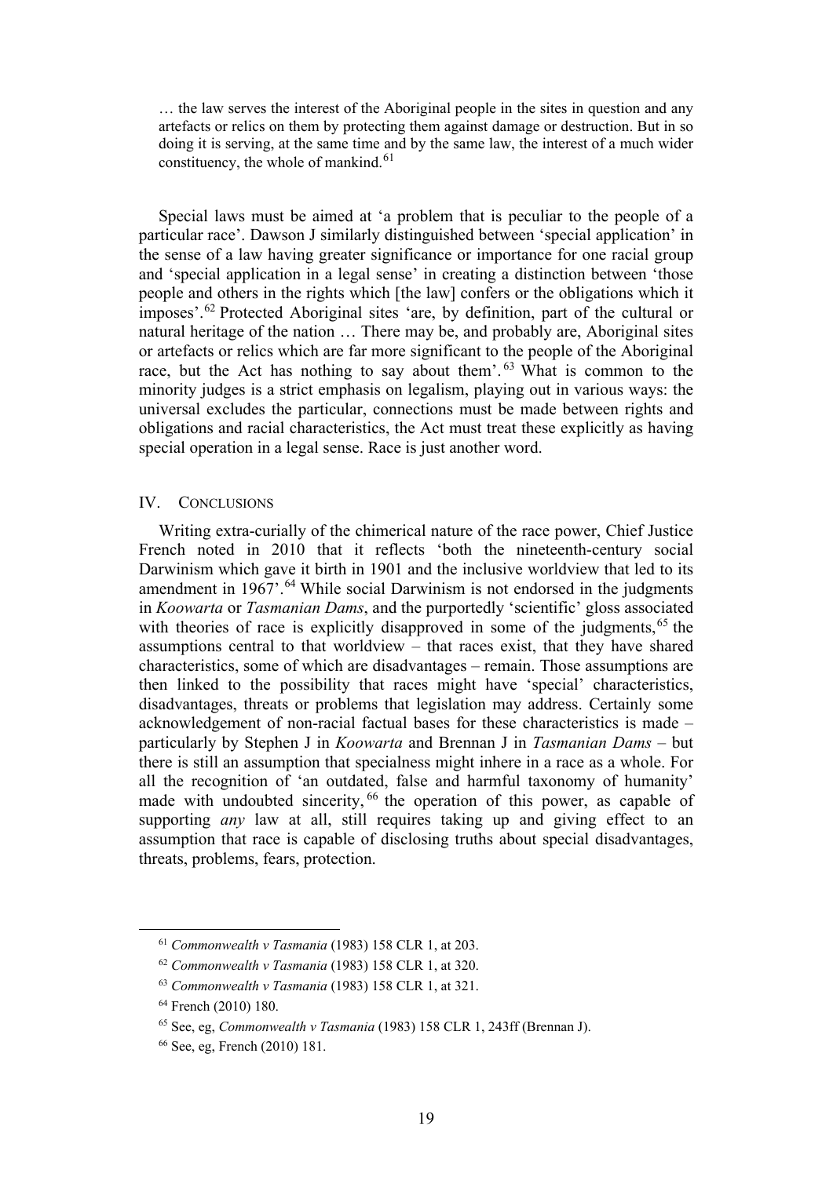> … the law serves the interest of the Aboriginal people in the sites in question and any artefacts or relics on them by protecting them against damage or destruction. But in so doing it is serving, at the same time and by the same law, the interest of a much wider constituency, the whole of mankind.[61]

Special laws must be aimed at 'a problem that is peculiar to the people of a particular race'. Dawson J similarly distinguished between 'special application' in the sense of a law having greater significance or importance for one racial group and 'special application in a legal sense' in creating a distinction between 'those people and others in the rights which [the law] confers or the obligations which it imposes'.[62] Protected Aboriginal sites 'are, by definition, part of the cultural or natural heritage of the nation … There may be, and probably are, Aboriginal sites or artefacts or relics which are far more significant to the people of the Aboriginal race, but the Act has nothing to say about them'.[63] What is common to the minority judges is a strict emphasis on legalism, playing out in various ways: the universal excludes the particular, connections must be made between rights and obligations and racial characteristics, the Act must treat these explicitly as having special operation in a legal sense. Race is just another word.

## IV. CONCLUSIONS

Writing extra-curially of the chimerical nature of the race power, Chief Justice French noted in 2010 that it reflects 'both the nineteenth-century social Darwinism which gave it birth in 1901 and the inclusive worldview that led to its amendment in 1967'.[64] While social Darwinism is not endorsed in the judgments in *Koowarta* or *Tasmanian Dams*, and the purportedly 'scientific' gloss associated with theories of race is explicitly disapproved in some of the judgments,[65] the assumptions central to that worldview – that races exist, that they have shared characteristics, some of which are disadvantages – remain. Those assumptions are then linked to the possibility that races might have 'special' characteristics, disadvantages, threats or problems that legislation may address. Certainly some acknowledgement of non-racial factual bases for these characteristics is made – particularly by Stephen J in *Koowarta* and Brennan J in *Tasmanian Dams* – but there is still an assumption that specialness might inhere in a race as a whole. For all the recognition of 'an outdated, false and harmful taxonomy of humanity' made with undoubted sincerity,[66] the operation of this power, as capable of supporting *any* law at all, still requires taking up and giving effect to an assumption that race is capable of disclosing truths about special disadvantages, threats, problems, fears, protection.

---

[61] *Commonwealth v Tasmania* (1983) 158 CLR 1, at 203.

[62] *Commonwealth v Tasmania* (1983) 158 CLR 1, at 320.

[63] *Commonwealth v Tasmania* (1983) 158 CLR 1, at 321.

[64] French (2010) 180.

[65] See, eg, *Commonwealth v Tasmania* (1983) 158 CLR 1, 243ff (Brennan J).

[66] See, eg, French (2010) 181.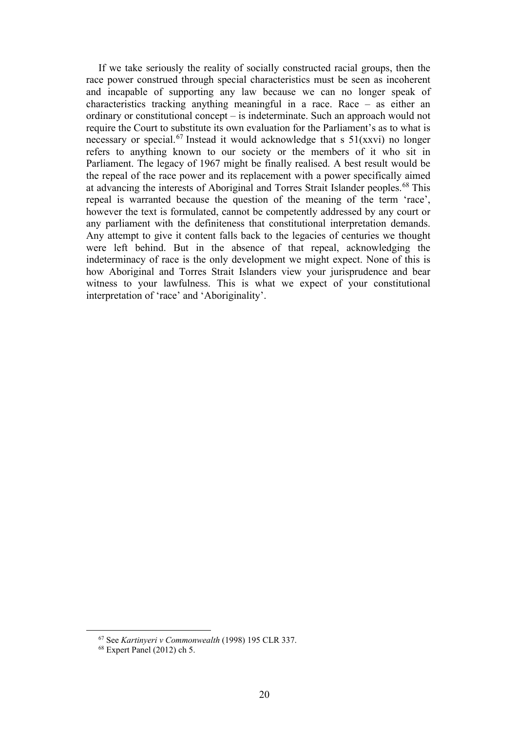If we take seriously the reality of socially constructed racial groups, then the race power construed through special characteristics must be seen as incoherent and incapable of supporting any law because we can no longer speak of characteristics tracking anything meaningful in a race. Race – as either an ordinary or constitutional concept – is indeterminate. Such an approach would not require the Court to substitute its own evaluation for the Parliament's as to what is necessary or special.[67] Instead it would acknowledge that s 51(xxvi) no longer refers to anything known to our society or the members of it who sit in Parliament. The legacy of 1967 might be finally realised. A best result would be the repeal of the race power and its replacement with a power specifically aimed at advancing the interests of Aboriginal and Torres Strait Islander peoples.[68] This repeal is warranted because the question of the meaning of the term 'race', however the text is formulated, cannot be competently addressed by any court or any parliament with the definiteness that constitutional interpretation demands. Any attempt to give it content falls back to the legacies of centuries we thought were left behind. But in the absence of that repeal, acknowledging the indeterminacy of race is the only development we might expect. None of this is how Aboriginal and Torres Strait Islanders view your jurisprudence and bear witness to your lawfulness. This is what we expect of your constitutional interpretation of 'race' and 'Aboriginality'.

---

[67] See *Kartinyeri v Commonwealth* (1998) 195 CLR 337.

[68] Expert Panel (2012) ch 5.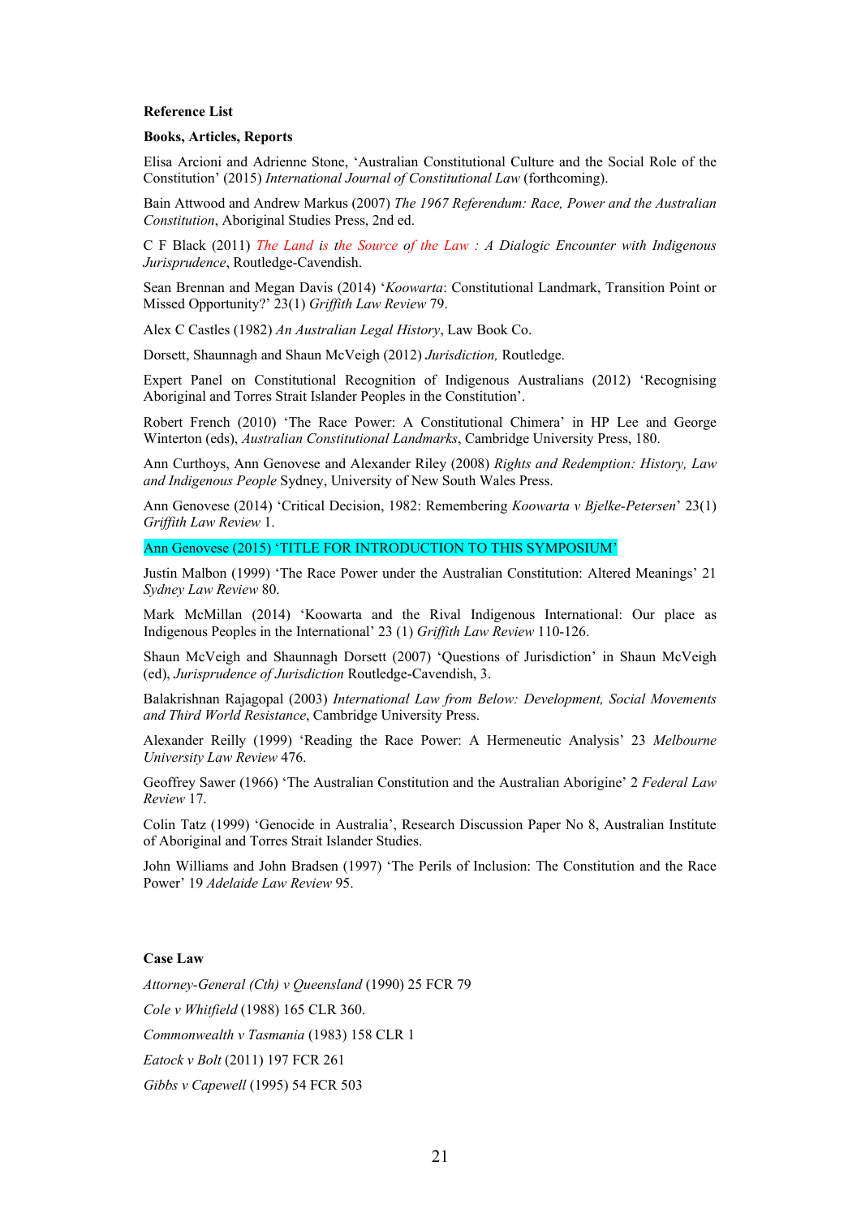**Reference List**

**Books, Articles, Reports**

Elisa Arcioni and Adrienne Stone, 'Australian Constitutional Culture and the Social Role of the Constitution' (2015) *International Journal of Constitutional Law* (forthcoming).

Bain Attwood and Andrew Markus (2007) *The 1967 Referendum: Race, Power and the Australian Constitution*, Aboriginal Studies Press, 2nd ed.

C F Black (2011) *The Land is the Source of the Law : A Dialogic Encounter with Indigenous Jurisprudence*, Routledge-Cavendish.

Sean Brennan and Megan Davis (2014) '*Koowarta*: Constitutional Landmark, Transition Point or Missed Opportunity?' 23(1) *Griffith Law Review* 79.

Alex C Castles (1982) *An Australian Legal History*, Law Book Co.

Dorsett, Shaunnagh and Shaun McVeigh (2012) *Jurisdiction,* Routledge.

Expert Panel on Constitutional Recognition of Indigenous Australians (2012) 'Recognising Aboriginal and Torres Strait Islander Peoples in the Constitution'.

Robert French (2010) 'The Race Power: A Constitutional Chimera' in HP Lee and George Winterton (eds), *Australian Constitutional Landmarks*, Cambridge University Press, 180.

Ann Curthoys, Ann Genovese and Alexander Riley (2008) *Rights and Redemption: History, Law and Indigenous People* Sydney, University of New South Wales Press.

Ann Genovese (2014) 'Critical Decision, 1982: Remembering *Koowarta v Bjelke-Petersen*' 23(1) *Griffith Law Review* 1.

Ann Genovese (2015) 'TITLE FOR INTRODUCTION TO THIS SYMPOSIUM'

Justin Malbon (1999) 'The Race Power under the Australian Constitution: Altered Meanings' 21 *Sydney Law Review* 80.

Mark McMillan (2014) 'Koowarta and the Rival Indigenous International: Our place as Indigenous Peoples in the International' 23 (1) *Griffith Law Review* 110-126.

Shaun McVeigh and Shaunnagh Dorsett (2007) 'Questions of Jurisdiction' in Shaun McVeigh (ed), *Jurisprudence of Jurisdiction* Routledge-Cavendish, 3.

Balakrishnan Rajagopal (2003) *International Law from Below: Development, Social Movements and Third World Resistance*, Cambridge University Press.

Alexander Reilly (1999) 'Reading the Race Power: A Hermeneutic Analysis' 23 *Melbourne University Law Review* 476.

Geoffrey Sawer (1966) 'The Australian Constitution and the Australian Aborigine' 2 *Federal Law Review* 17.

Colin Tatz (1999) 'Genocide in Australia', Research Discussion Paper No 8, Australian Institute of Aboriginal and Torres Strait Islander Studies.

John Williams and John Bradsen (1997) 'The Perils of Inclusion: The Constitution and the Race Power' 19 *Adelaide Law Review* 95.

**Case Law**

*Attorney-General (Cth) v Queensland* (1990) 25 FCR 79

*Cole v Whitfield* (1988) 165 CLR 360.

*Commonwealth v Tasmania* (1983) 158 CLR 1

*Eatock v Bolt* (2011) 197 FCR 261

*Gibbs v Capewell* (1995) 54 FCR 503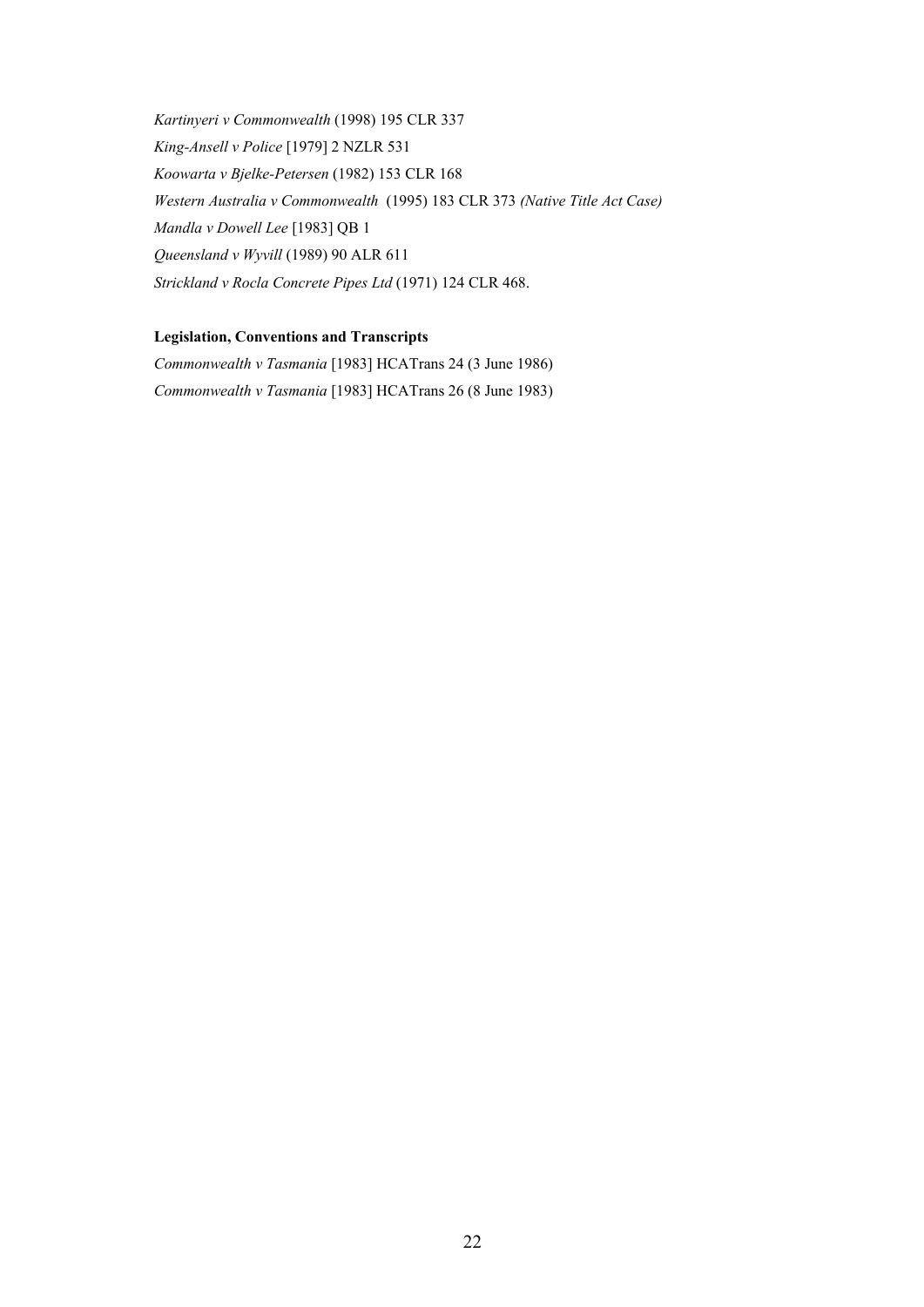*Kartinyeri v Commonwealth* (1998) 195 CLR 337

*King-Ansell v Police* [1979] 2 NZLR 531

*Koowarta v Bjelke-Petersen* (1982) 153 CLR 168

*Western Australia v Commonwealth* (1995) 183 CLR 373 *(Native Title Act Case)*

*Mandla v Dowell Lee* [1983] QB 1

*Queensland v Wyvill* (1989) 90 ALR 611

*Strickland v Rocla Concrete Pipes Ltd* (1971) 124 CLR 468.

**Legislation, Conventions and Transcripts**

*Commonwealth v Tasmania* [1983] HCATrans 24 (3 June 1986)

*Commonwealth v Tasmania* [1983] HCATrans 26 (8 June 1983)